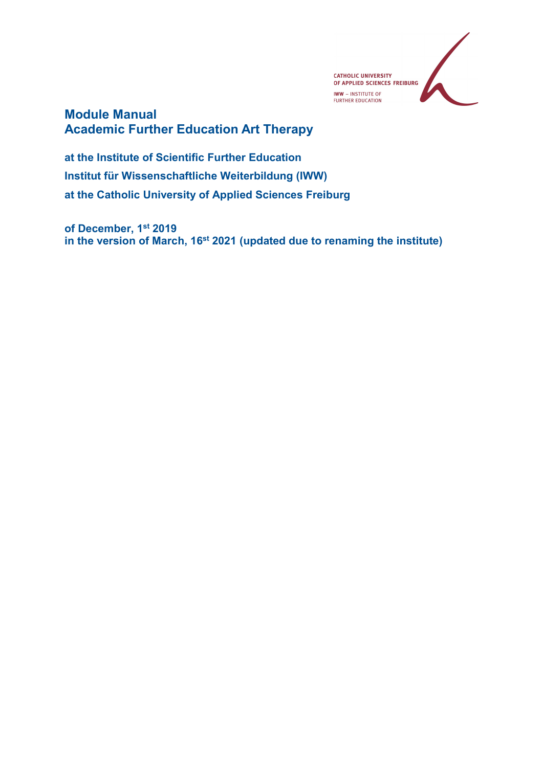CATHOLIC UNIVERSITY
OF APPLIED SCIENCES FREIBURG
IWW – INSTITUTE OF
FURTHER EDUCATION

# Module Manual
# Academic Further Education Art Therapy

**at the Institute of Scientific Further Education**

**Institut für Wissenschaftliche Weiterbildung (IWW)**

**at the Catholic University of Applied Sciences Freiburg**

**of December, 1st 2019**
**in the version of March, 16st 2021 (updated due to renaming the institute)**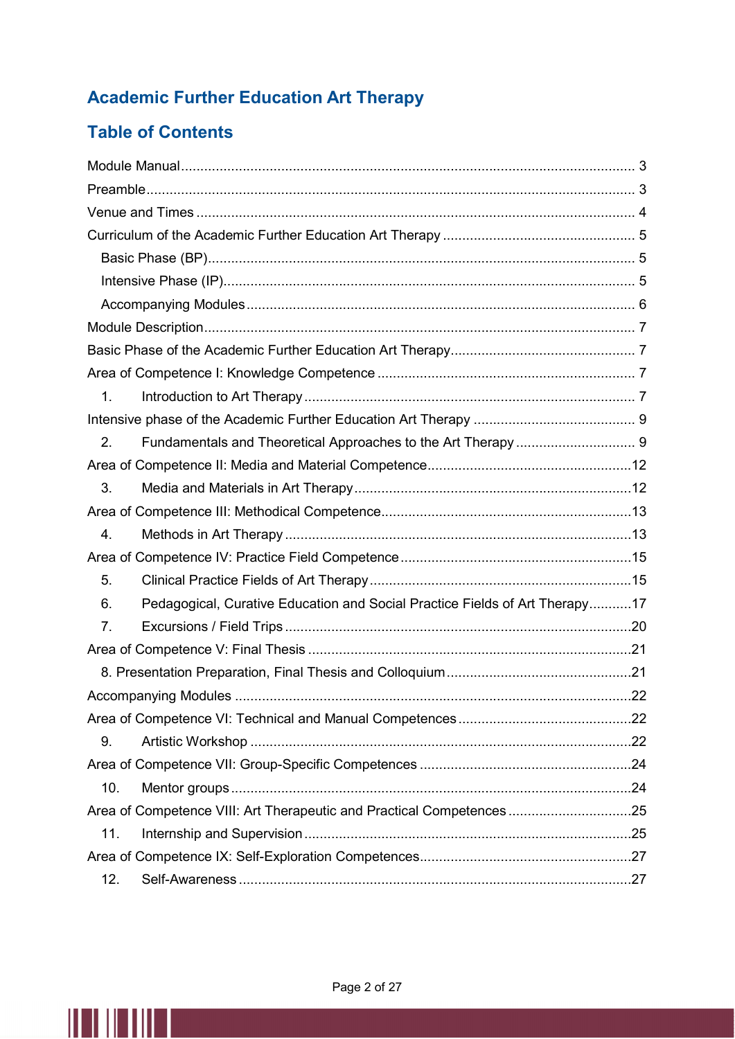# Academic Further Education Art Therapy

## Table of Contents

Module Manual ..... 3
Preamble ..... 3
Venue and Times ..... 4
Curriculum of the Academic Further Education Art Therapy ..... 5
  Basic Phase (BP) ..... 5
  Intensive Phase (IP) ..... 5
  Accompanying Modules ..... 6
Module Description ..... 7
Basic Phase of the Academic Further Education Art Therapy ..... 7
Area of Competence I: Knowledge Competence ..... 7
  1. Introduction to Art Therapy ..... 7
Intensive phase of the Academic Further Education Art Therapy ..... 9
  2. Fundamentals and Theoretical Approaches to the Art Therapy ..... 9
Area of Competence II: Media and Material Competence ..... 12
  3. Media and Materials in Art Therapy ..... 12
Area of Competence III: Methodical Competence ..... 13
  4. Methods in Art Therapy ..... 13
Area of Competence IV: Practice Field Competence ..... 15
  5. Clinical Practice Fields of Art Therapy ..... 15
  6. Pedagogical, Curative Education and Social Practice Fields of Art Therapy ..... 17
  7. Excursions / Field Trips ..... 20
Area of Competence V: Final Thesis ..... 21
  8. Presentation Preparation, Final Thesis and Colloquium ..... 21
Accompanying Modules ..... 22
Area of Competence VI: Technical and Manual Competences ..... 22
  9. Artistic Workshop ..... 22
Area of Competence VII: Group-Specific Competences ..... 24
  10. Mentor groups ..... 24
Area of Competence VIII: Art Therapeutic and Practical Competences ..... 25
  11. Internship and Supervision ..... 25
Area of Competence IX: Self-Exploration Competences ..... 27
  12. Self-Awareness ..... 27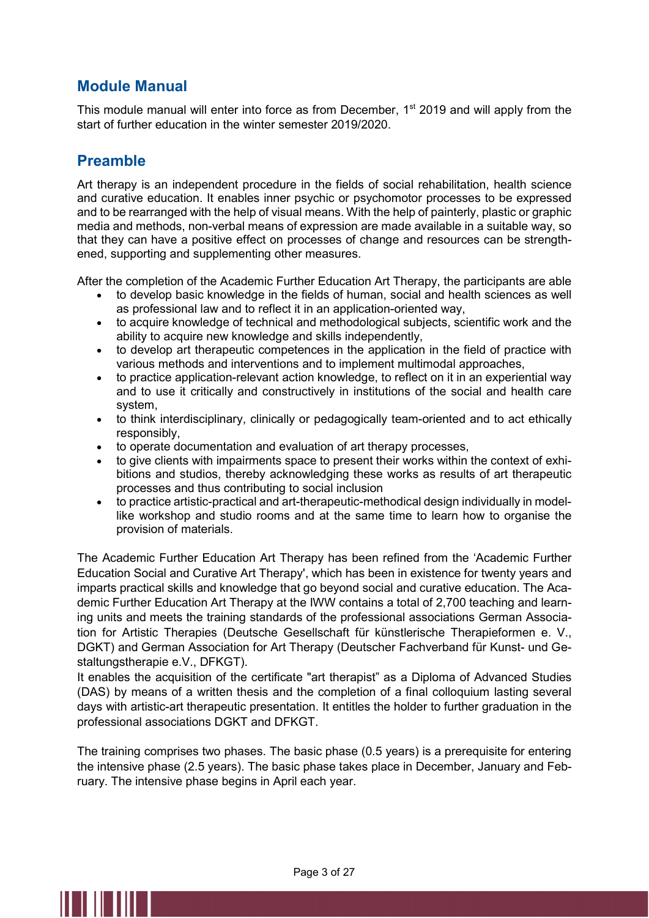## Module Manual

This module manual will enter into force as from December, 1st 2019 and will apply from the start of further education in the winter semester 2019/2020.

## Preamble

Art therapy is an independent procedure in the fields of social rehabilitation, health science and curative education. It enables inner psychic or psychomotor processes to be expressed and to be rearranged with the help of visual means. With the help of painterly, plastic or graphic media and methods, non-verbal means of expression are made available in a suitable way, so that they can have a positive effect on processes of change and resources can be strengthened, supporting and supplementing other measures.

After the completion of the Academic Further Education Art Therapy, the participants are able

- to develop basic knowledge in the fields of human, social and health sciences as well as professional law and to reflect it in an application-oriented way,
- to acquire knowledge of technical and methodological subjects, scientific work and the ability to acquire new knowledge and skills independently,
- to develop art therapeutic competences in the application in the field of practice with various methods and interventions and to implement multimodal approaches,
- to practice application-relevant action knowledge, to reflect on it in an experiential way and to use it critically and constructively in institutions of the social and health care system,
- to think interdisciplinary, clinically or pedagogically team-oriented and to act ethically responsibly,
- to operate documentation and evaluation of art therapy processes,
- to give clients with impairments space to present their works within the context of exhibitions and studios, thereby acknowledging these works as results of art therapeutic processes and thus contributing to social inclusion
- to practice artistic-practical and art-therapeutic-methodical design individually in model-like workshop and studio rooms and at the same time to learn how to organise the provision of materials.

The Academic Further Education Art Therapy has been refined from the 'Academic Further Education Social and Curative Art Therapy', which has been in existence for twenty years and imparts practical skills and knowledge that go beyond social and curative education. The Academic Further Education Art Therapy at the IWW contains a total of 2,700 teaching and learning units and meets the training standards of the professional associations German Association for Artistic Therapies (Deutsche Gesellschaft für künstlerische Therapieformen e. V., DGKT) and German Association for Art Therapy (Deutscher Fachverband für Kunst- und Gestaltungstherapie e.V., DFKGT).
It enables the acquisition of the certificate "art therapist" as a Diploma of Advanced Studies (DAS) by means of a written thesis and the completion of a final colloquium lasting several days with artistic-art therapeutic presentation. It entitles the holder to further graduation in the professional associations DGKT and DFKGT.

The training comprises two phases. The basic phase (0.5 years) is a prerequisite for entering the intensive phase (2.5 years). The basic phase takes place in December, January and February. The intensive phase begins in April each year.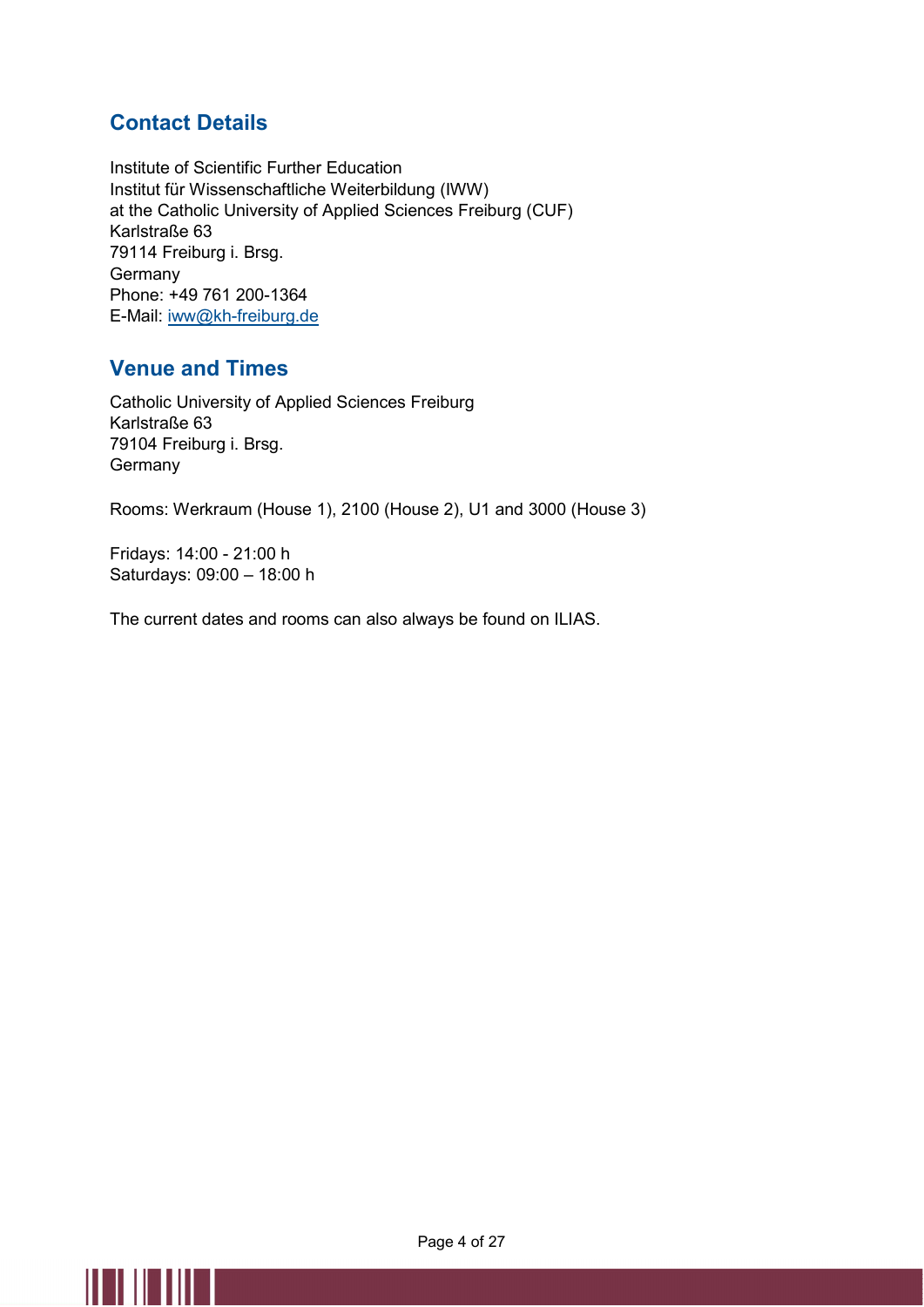## Contact Details

Institute of Scientific Further Education
Institut für Wissenschaftliche Weiterbildung (IWW)
at the Catholic University of Applied Sciences Freiburg (CUF)
Karlstraße 63
79114 Freiburg i. Brsg.
Germany
Phone: +49 761 200-1364
E-Mail: iww@kh-freiburg.de

## Venue and Times

Catholic University of Applied Sciences Freiburg
Karlstraße 63
79104 Freiburg i. Brsg.
Germany

Rooms: Werkraum (House 1), 2100 (House 2), U1 and 3000 (House 3)

Fridays: 14:00 - 21:00 h
Saturdays: 09:00 – 18:00 h

The current dates and rooms can also always be found on ILIAS.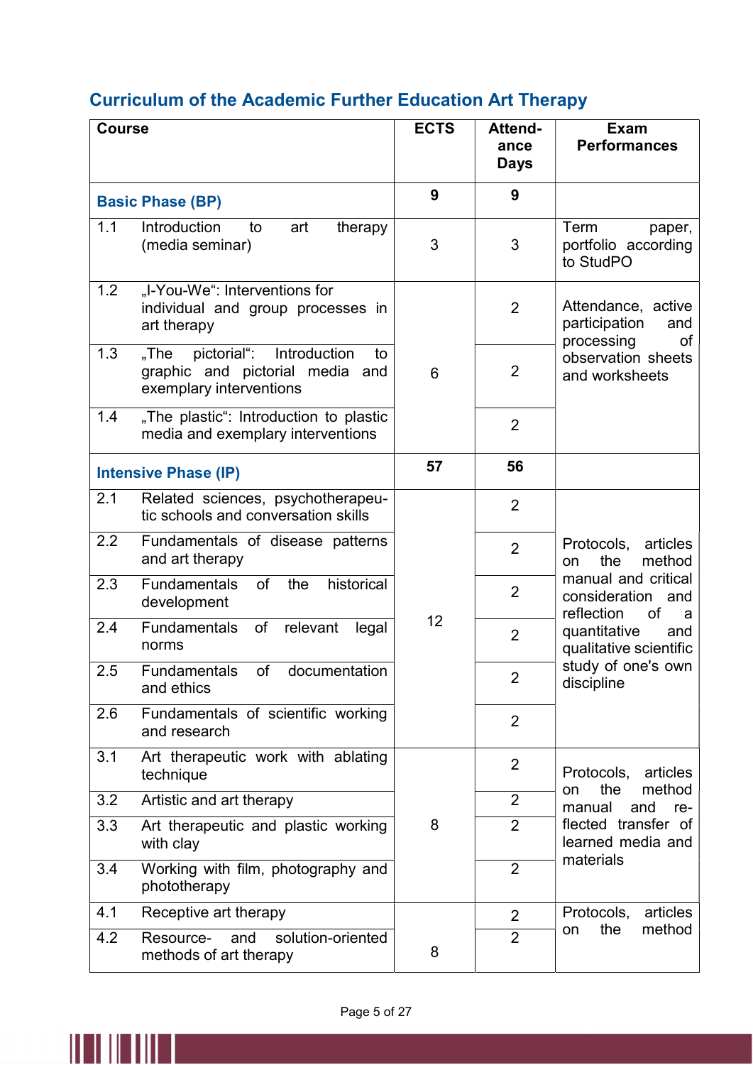## Curriculum of the Academic Further Education Art Therapy

| Course | ECTS | Attendance Days | Exam Performances |
|---|---|---|---|
| **Basic Phase (BP)** | **9** | **9** | |
| 1.1 Introduction to art therapy (media seminar) | 3 | 3 | Term paper, portfolio according to StudPO |
| 1.2 „I-You-We“: Interventions for individual and group processes in art therapy | 6 | 2 | Attendance, active participation and processing of observation sheets and worksheets |
| 1.3 „The pictorial“: Introduction to graphic and pictorial media and exemplary interventions | | 2 | |
| 1.4 „The plastic“: Introduction to plastic media and exemplary interventions | | 2 | |
| **Intensive Phase (IP)** | **57** | **56** | |
| 2.1 Related sciences, psychotherapeutic schools and conversation skills | 12 | 2 | Protocols, articles on the method manual and critical consideration and reflection of a quantitative and qualitative scientific study of one's own discipline |
| 2.2 Fundamentals of disease patterns and art therapy | | 2 | |
| 2.3 Fundamentals of the historical development | | 2 | |
| 2.4 Fundamentals of relevant legal norms | | 2 | |
| 2.5 Fundamentals of documentation and ethics | | 2 | |
| 2.6 Fundamentals of scientific working and research | | 2 | |
| 3.1 Art therapeutic work with ablating technique | 8 | 2 | Protocols, articles on the method manual and reflected transfer of learned media and materials |
| 3.2 Artistic and art therapy | | 2 | |
| 3.3 Art therapeutic and plastic working with clay | | 2 | |
| 3.4 Working with film, photography and phototherapy | | 2 | |
| 4.1 Receptive art therapy | 8 | 2 | Protocols, articles on the method |
| 4.2 Resource- and solution-oriented methods of art therapy | | 2 | |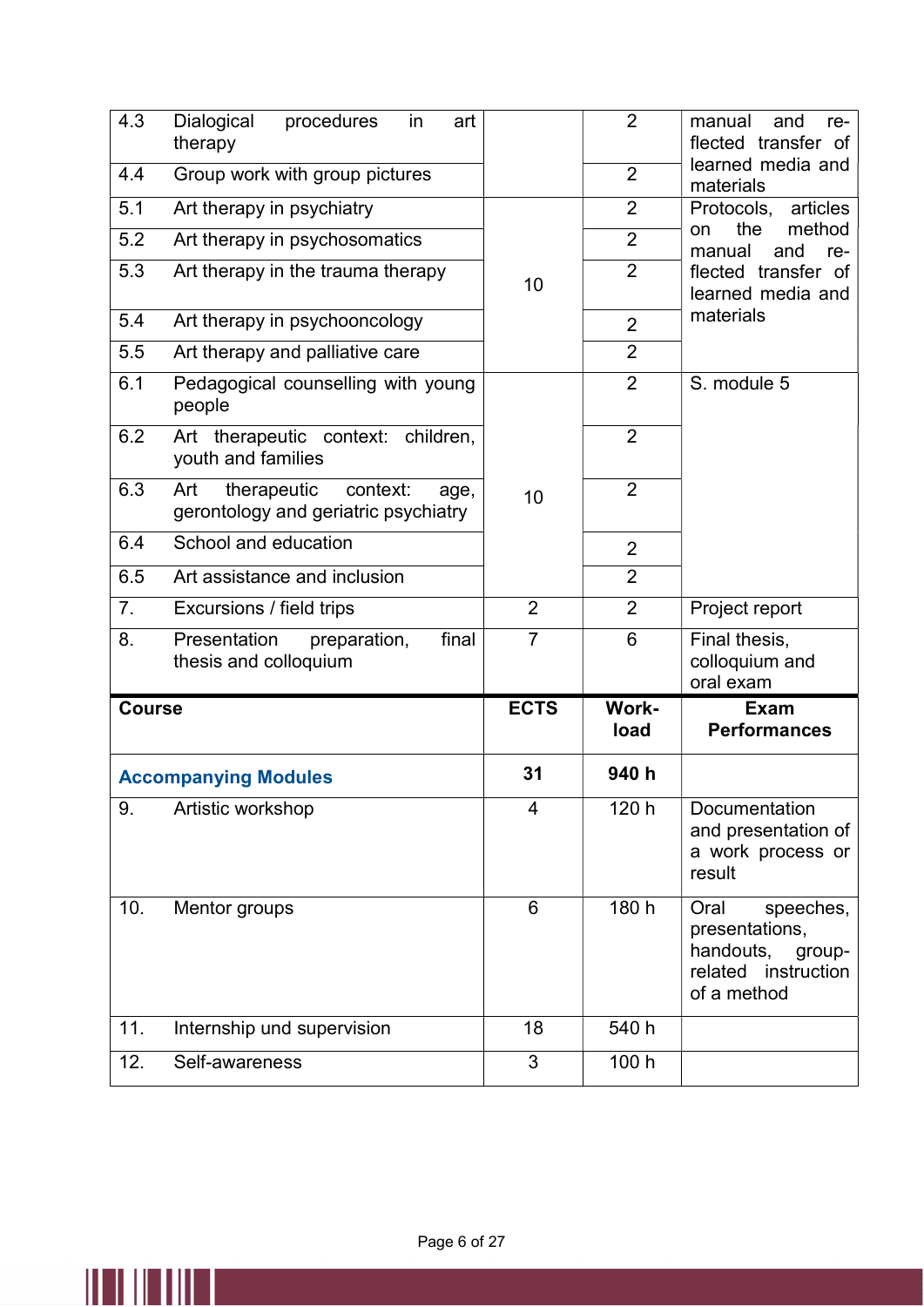| | | | | |
|---|---|---|---|---|
| 4.3 | Dialogical procedures in art therapy | | 2 | manual and re-flected transfer of learned media and materials |
| 4.4 | Group work with group pictures | | 2 | |
| 5.1 | Art therapy in psychiatry | 10 | 2 | Protocols, articles on the method manual and re-flected transfer of learned media and materials |
| 5.2 | Art therapy in psychosomatics | | 2 | |
| 5.3 | Art therapy in the trauma therapy | | 2 | |
| 5.4 | Art therapy in psychooncology | | 2 | |
| 5.5 | Art therapy and palliative care | | 2 | |
| 6.1 | Pedagogical counselling with young people | 10 | 2 | S. module 5 |
| 6.2 | Art therapeutic context: children, youth and families | | 2 | |
| 6.3 | Art therapeutic context: age, gerontology and geriatric psychiatry | | 2 | |
| 6.4 | School and education | | 2 | |
| 6.5 | Art assistance and inclusion | | 2 | |
| 7. | Excursions / field trips | 2 | 2 | Project report |
| 8. | Presentation preparation, final thesis and colloquium | 7 | 6 | Final thesis, colloquium and oral exam |

| Course | | ECTS | Work-load | Exam Performances |
|---|---|---|---|---|
| **Accompanying Modules** | | **31** | **940 h** | |
| 9. | Artistic workshop | 4 | 120 h | Documentation and presentation of a work process or result |
| 10. | Mentor groups | 6 | 180 h | Oral speeches, presentations, handouts, group-related instruction of a method |
| 11. | Internship und supervision | 18 | 540 h | |
| 12. | Self-awareness | 3 | 100 h | |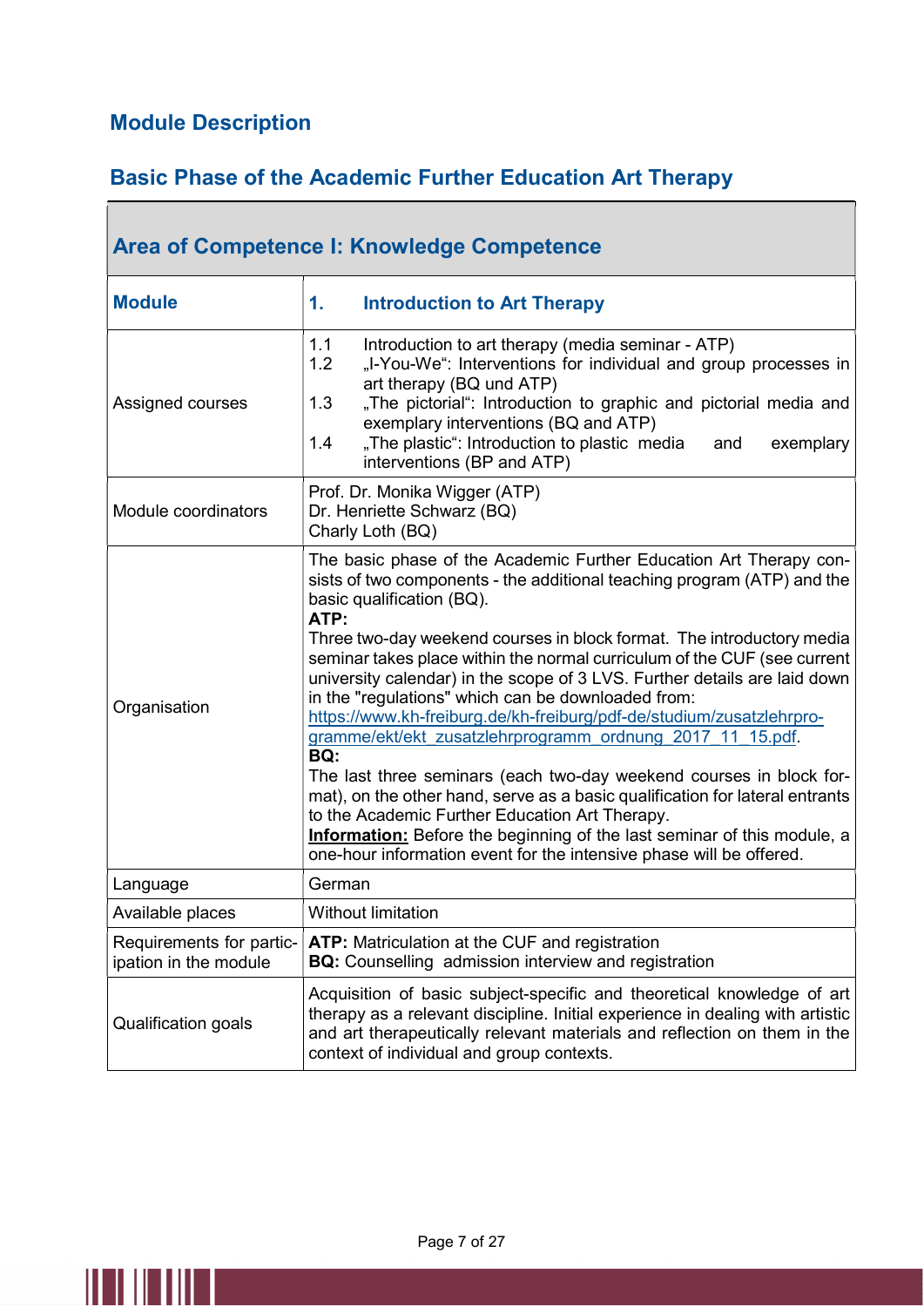## Module Description

## Basic Phase of the Academic Further Education Art Therapy

| Area of Competence I: Knowledge Competence | |
|---|---|
| **Module** | **1. Introduction to Art Therapy** |
| Assigned courses | 1.1 Introduction to art therapy (media seminar - ATP)<br>1.2 „I-You-We": Interventions for individual and group processes in art therapy (BQ und ATP)<br>1.3 „The pictorial": Introduction to graphic and pictorial media and exemplary interventions (BQ and ATP)<br>1.4 „The plastic": Introduction to plastic media and exemplary interventions (BP and ATP) |
| Module coordinators | Prof. Dr. Monika Wigger (ATP)<br>Dr. Henriette Schwarz (BQ)<br>Charly Loth (BQ) |
| Organisation | The basic phase of the Academic Further Education Art Therapy consists of two components - the additional teaching program (ATP) and the basic qualification (BQ).<br>**ATP:**<br>Three two-day weekend courses in block format. The introductory media seminar takes place within the normal curriculum of the CUF (see current university calendar) in the scope of 3 LVS. Further details are laid down in the "regulations" which can be downloaded from: https://www.kh-freiburg.de/kh-freiburg/pdf-de/studium/zusatzlehrprogramme/ekt/ekt_zusatzlehrprogramm_ordnung_2017_11_15.pdf.<br>**BQ:**<br>The last three seminars (each two-day weekend courses in block format), on the other hand, serve as a basic qualification for lateral entrants to the Academic Further Education Art Therapy.<br>**Information:** Before the beginning of the last seminar of this module, a one-hour information event for the intensive phase will be offered. |
| Language | German |
| Available places | Without limitation |
| Requirements for participation in the module | **ATP:** Matriculation at the CUF and registration<br>**BQ:** Counselling admission interview and registration |
| Qualification goals | Acquisition of basic subject-specific and theoretical knowledge of art therapy as a relevant discipline. Initial experience in dealing with artistic and art therapeutically relevant materials and reflection on them in the context of individual and group contexts. |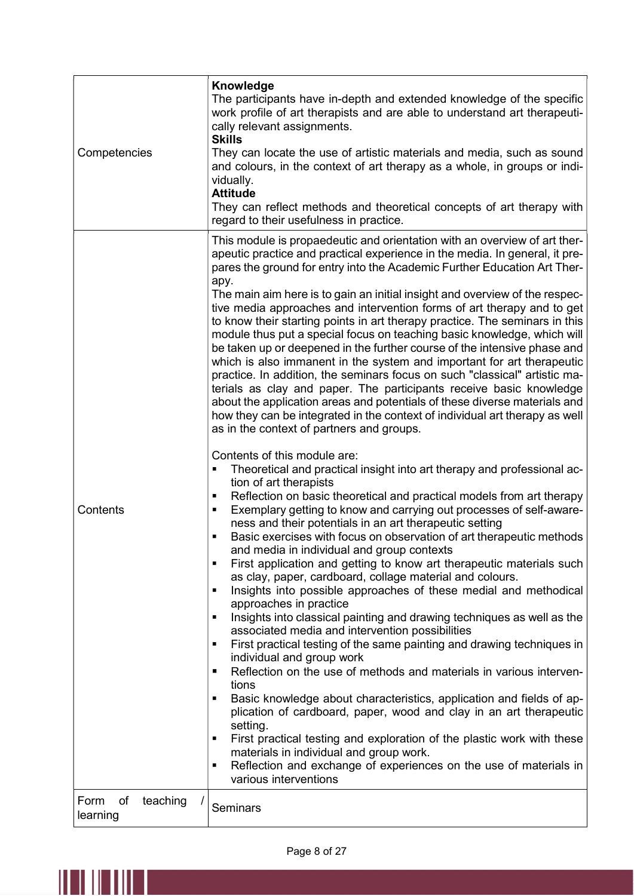| | |
|---|---|
| Competencies | **Knowledge**<br>The participants have in-depth and extended knowledge of the specific work profile of art therapists and are able to understand art therapeutically relevant assignments.<br>**Skills**<br>They can locate the use of artistic materials and media, such as sound and colours, in the context of art therapy as a whole, in groups or individually.<br>**Attitude**<br>They can reflect methods and theoretical concepts of art therapy with regard to their usefulness in practice. |
| Contents | This module is propaedeutic and orientation with an overview of art therapeutic practice and practical experience in the media. In general, it prepares the ground for entry into the Academic Further Education Art Therapy.<br>The main aim here is to gain an initial insight and overview of the respective media approaches and intervention forms of art therapy and to get to know their starting points in art therapy practice. The seminars in this module thus put a special focus on teaching basic knowledge, which will be taken up or deepened in the further course of the intensive phase and which is also immanent in the system and important for art therapeutic practice. In addition, the seminars focus on such "classical" artistic materials as clay and paper. The participants receive basic knowledge about the application areas and potentials of these diverse materials and how they can be integrated in the context of individual art therapy as well as in the context of partners and groups.<br><br>Contents of this module are:<br>▪ Theoretical and practical insight into art therapy and professional action of art therapists<br>▪ Reflection on basic theoretical and practical models from art therapy<br>▪ Exemplary getting to know and carrying out processes of self-awareness and their potentials in an art therapeutic setting<br>▪ Basic exercises with focus on observation of art therapeutic methods and media in individual and group contexts<br>▪ First application and getting to know art therapeutic materials such as clay, paper, cardboard, collage material and colours.<br>▪ Insights into possible approaches of these medial and methodical approaches in practice<br>▪ Insights into classical painting and drawing techniques as well as the associated media and intervention possibilities<br>▪ First practical testing of the same painting and drawing techniques in individual and group work<br>▪ Reflection on the use of methods and materials in various interventions<br>▪ Basic knowledge about characteristics, application and fields of application of cardboard, paper, wood and clay in an art therapeutic setting.<br>▪ First practical testing and exploration of the plastic work with these materials in individual and group work.<br>▪ Reflection and exchange of experiences on the use of materials in various interventions |
| Form of teaching / learning | Seminars |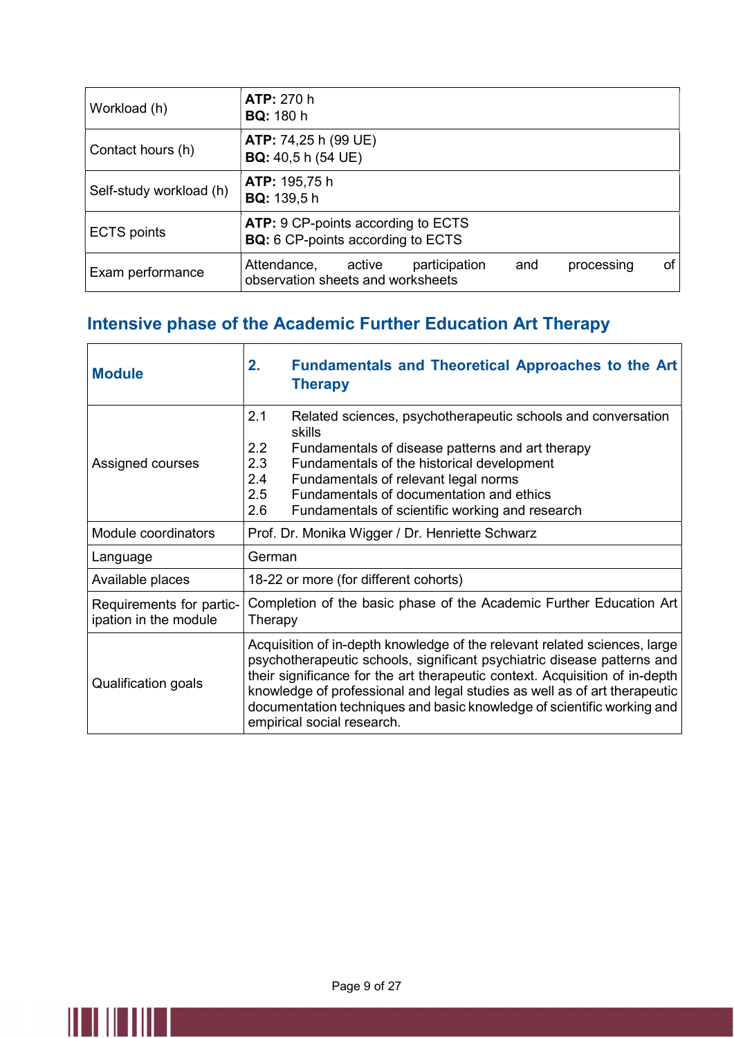| | |
|---|---|
| Workload (h) | **ATP:** 270 h<br>**BQ:** 180 h |
| Contact hours (h) | **ATP:** 74,25 h (99 UE)<br>**BQ:** 40,5 h (54 UE) |
| Self-study workload (h) | **ATP:** 195,75 h<br>**BQ:** 139,5 h |
| ECTS points | **ATP:** 9 CP-points according to ECTS<br>**BQ:** 6 CP-points according to ECTS |
| Exam performance | Attendance, active participation and processing of observation sheets and worksheets |

## Intensive phase of the Academic Further Education Art Therapy

| **Module** | **2. Fundamentals and Theoretical Approaches to the Art Therapy** |
|---|---|
| Assigned courses | 2.1 Related sciences, psychotherapeutic schools and conversation skills<br>2.2 Fundamentals of disease patterns and art therapy<br>2.3 Fundamentals of the historical development<br>2.4 Fundamentals of relevant legal norms<br>2.5 Fundamentals of documentation and ethics<br>2.6 Fundamentals of scientific working and research |
| Module coordinators | Prof. Dr. Monika Wigger / Dr. Henriette Schwarz |
| Language | German |
| Available places | 18-22 or more (for different cohorts) |
| Requirements for participation in the module | Completion of the basic phase of the Academic Further Education Art Therapy |
| Qualification goals | Acquisition of in-depth knowledge of the relevant related sciences, large psychotherapeutic schools, significant psychiatric disease patterns and their significance for the art therapeutic context. Acquisition of in-depth knowledge of professional and legal studies as well as of art therapeutic documentation techniques and basic knowledge of scientific working and empirical social research. |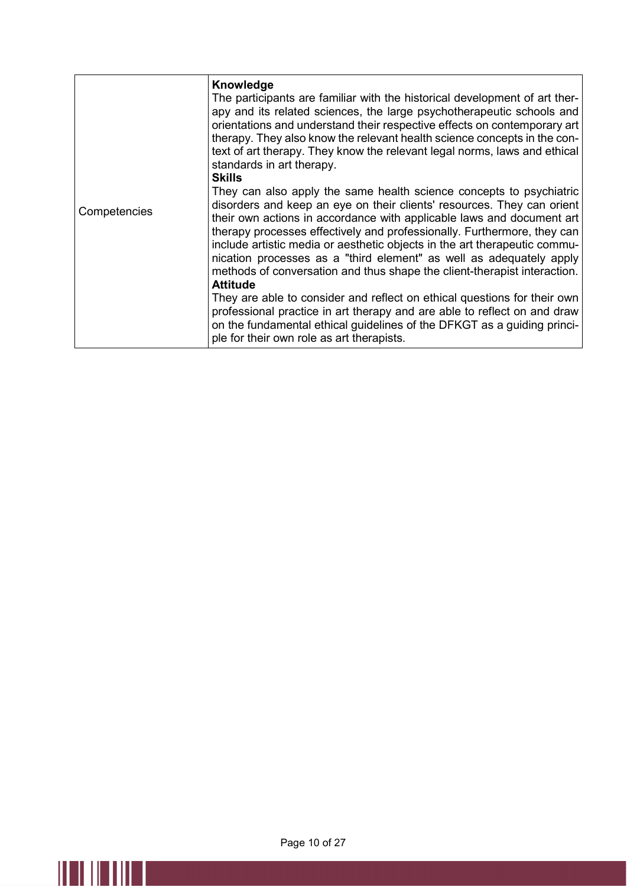| Competencies | **Knowledge**<br>The participants are familiar with the historical development of art therapy and its related sciences, the large psychotherapeutic schools and orientations and understand their respective effects on contemporary art therapy. They also know the relevant health science concepts in the context of art therapy. They know the relevant legal norms, laws and ethical standards in art therapy.<br>**Skills**<br>They can also apply the same health science concepts to psychiatric disorders and keep an eye on their clients' resources. They can orient their own actions in accordance with applicable laws and document art therapy processes effectively and professionally. Furthermore, they can include artistic media or aesthetic objects in the art therapeutic communication processes as a "third element" as well as adequately apply methods of conversation and thus shape the client-therapist interaction.<br>**Attitude**<br>They are able to consider and reflect on ethical questions for their own professional practice in art therapy and are able to reflect on and draw on the fundamental ethical guidelines of the DFKGT as a guiding principle for their own role as art therapists. |
|---|---|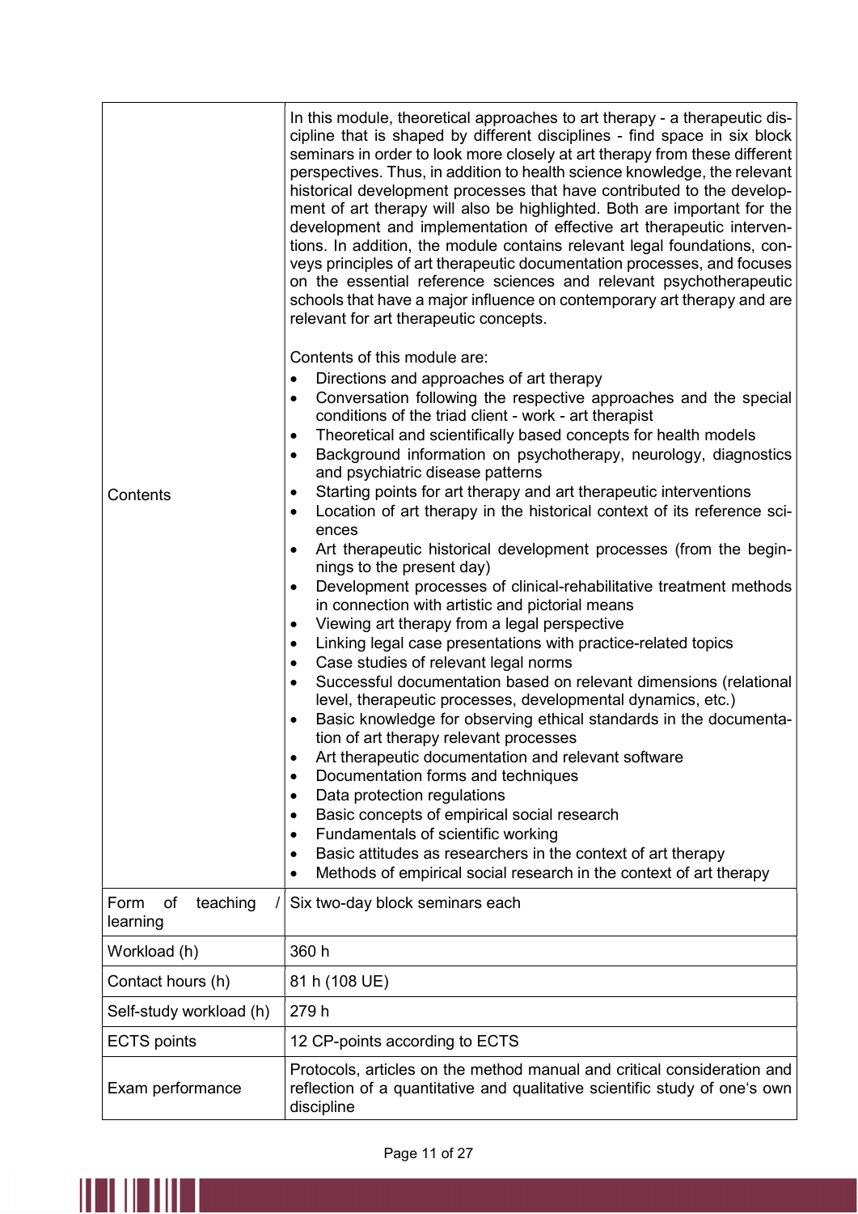| | |
|---|---|
| Contents | In this module, theoretical approaches to art therapy - a therapeutic discipline that is shaped by different disciplines - find space in six block seminars in order to look more closely at art therapy from these different perspectives. Thus, in addition to health science knowledge, the relevant historical development processes that have contributed to the development of art therapy will also be highlighted. Both are important for the development and implementation of effective art therapeutic interventions. In addition, the module contains relevant legal foundations, conveys principles of art therapeutic documentation processes, and focuses on the essential reference sciences and relevant psychotherapeutic schools that have a major influence on contemporary art therapy and are relevant for art therapeutic concepts.<br><br>Contents of this module are:<br>• Directions and approaches of art therapy<br>• Conversation following the respective approaches and the special conditions of the triad client - work - art therapist<br>• Theoretical and scientifically based concepts for health models<br>• Background information on psychotherapy, neurology, diagnostics and psychiatric disease patterns<br>• Starting points for art therapy and art therapeutic interventions<br>• Location of art therapy in the historical context of its reference sciences<br>• Art therapeutic historical development processes (from the beginnings to the present day)<br>• Development processes of clinical-rehabilitative treatment methods in connection with artistic and pictorial means<br>• Viewing art therapy from a legal perspective<br>• Linking legal case presentations with practice-related topics<br>• Case studies of relevant legal norms<br>• Successful documentation based on relevant dimensions (relational level, therapeutic processes, developmental dynamics, etc.)<br>• Basic knowledge for observing ethical standards in the documentation of art therapy relevant processes<br>• Art therapeutic documentation and relevant software<br>• Documentation forms and techniques<br>• Data protection regulations<br>• Basic concepts of empirical social research<br>• Fundamentals of scientific working<br>• Basic attitudes as researchers in the context of art therapy<br>• Methods of empirical social research in the context of art therapy |
| Form of teaching / learning | Six two-day block seminars each |
| Workload (h) | 360 h |
| Contact hours (h) | 81 h (108 UE) |
| Self-study workload (h) | 279 h |
| ECTS points | 12 CP-points according to ECTS |
| Exam performance | Protocols, articles on the method manual and critical consideration and reflection of a quantitative and qualitative scientific study of one's own discipline |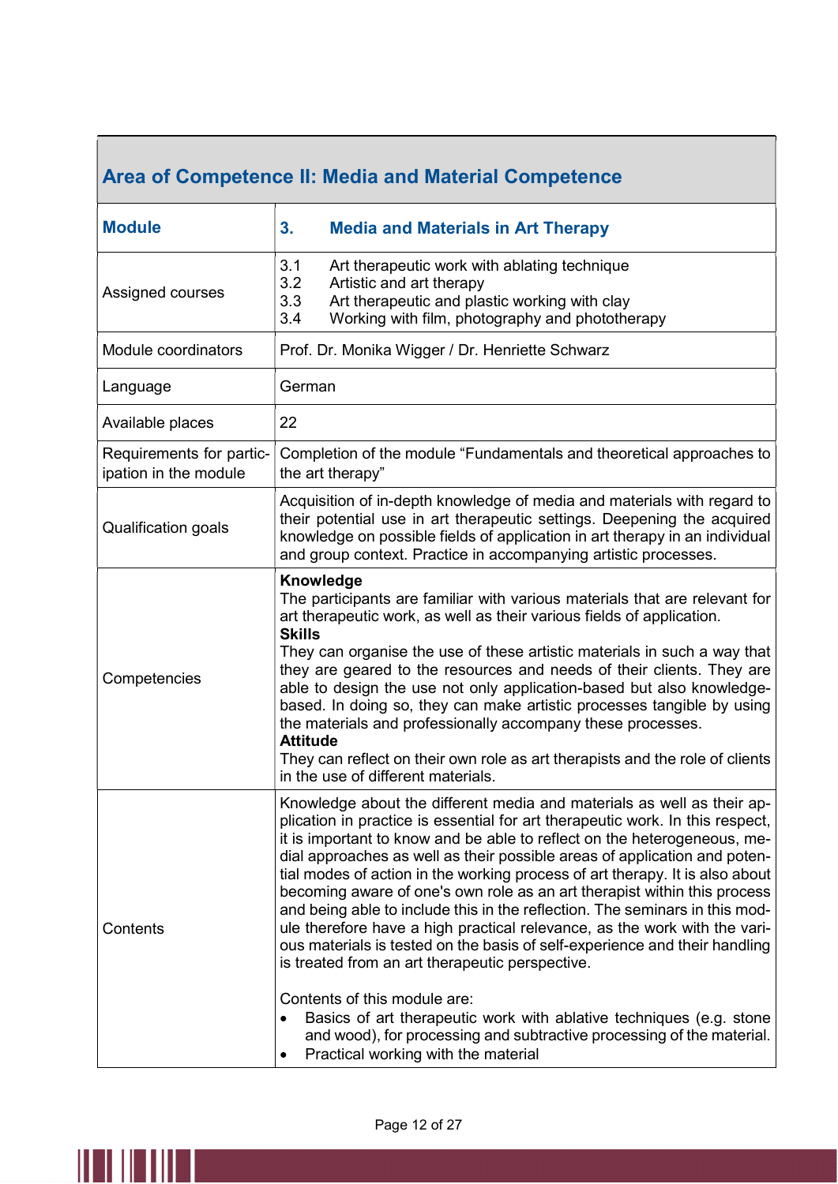| Area of Competence II: Media and Material Competence | |
|---|---|
| **Module** | **3. Media and Materials in Art Therapy** |
| Assigned courses | 3.1 Art therapeutic work with ablating technique<br>3.2 Artistic and art therapy<br>3.3 Art therapeutic and plastic working with clay<br>3.4 Working with film, photography and phototherapy |
| Module coordinators | Prof. Dr. Monika Wigger / Dr. Henriette Schwarz |
| Language | German |
| Available places | 22 |
| Requirements for participation in the module | Completion of the module "Fundamentals and theoretical approaches to the art therapy" |
| Qualification goals | Acquisition of in-depth knowledge of media and materials with regard to their potential use in art therapeutic settings. Deepening the acquired knowledge on possible fields of application in art therapy in an individual and group context. Practice in accompanying artistic processes. |
| Competencies | **Knowledge**<br>The participants are familiar with various materials that are relevant for art therapeutic work, as well as their various fields of application.<br>**Skills**<br>They can organise the use of these artistic materials in such a way that they are geared to the resources and needs of their clients. They are able to design the use not only application-based but also knowledge-based. In doing so, they can make artistic processes tangible by using the materials and professionally accompany these processes.<br>**Attitude**<br>They can reflect on their own role as art therapists and the role of clients in the use of different materials. |
| Contents | Knowledge about the different media and materials as well as their application in practice is essential for art therapeutic work. In this respect, it is important to know and be able to reflect on the heterogeneous, medial approaches as well as their possible areas of application and potential modes of action in the working process of art therapy. It is also about becoming aware of one's own role as an art therapist within this process and being able to include this in the reflection. The seminars in this module therefore have a high practical relevance, as the work with the various materials is tested on the basis of self-experience and their handling is treated from an art therapeutic perspective.<br><br>Contents of this module are:<br>• Basics of art therapeutic work with ablative techniques (e.g. stone and wood), for processing and subtractive processing of the material.<br>• Practical working with the material |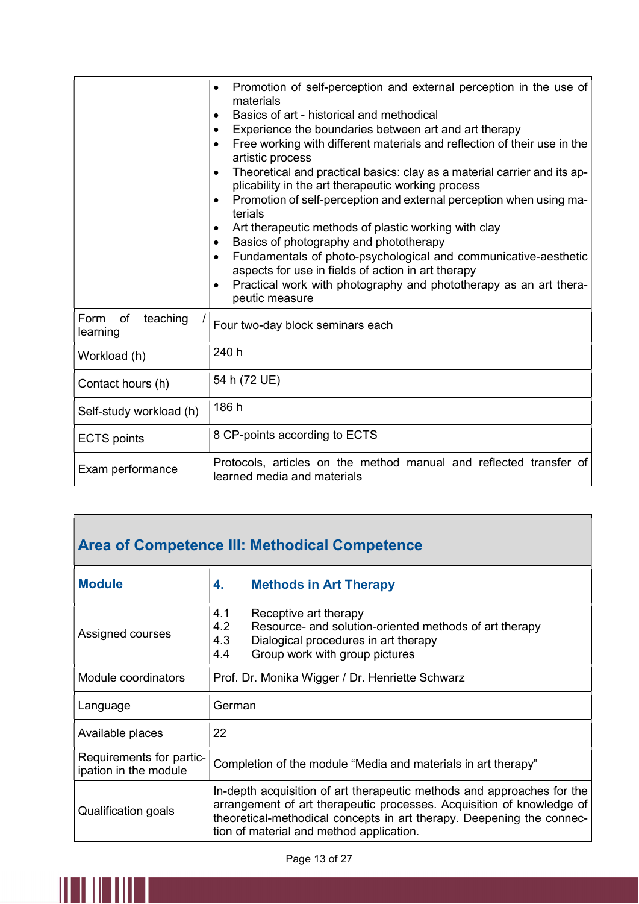| | |
|---|---|
| | • Promotion of self-perception and external perception in the use of materials<br>• Basics of art - historical and methodical<br>• Experience the boundaries between art and art therapy<br>• Free working with different materials and reflection of their use in the artistic process<br>• Theoretical and practical basics: clay as a material carrier and its applicability in the art therapeutic working process<br>• Promotion of self-perception and external perception when using materials<br>• Art therapeutic methods of plastic working with clay<br>• Basics of photography and phototherapy<br>• Fundamentals of photo-psychological and communicative-aesthetic aspects for use in fields of action in art therapy<br>• Practical work with photography and phototherapy as an art therapeutic measure |
| Form of teaching / learning | Four two-day block seminars each |
| Workload (h) | 240 h |
| Contact hours (h) | 54 h (72 UE) |
| Self-study workload (h) | 186 h |
| ECTS points | 8 CP-points according to ECTS |
| Exam performance | Protocols, articles on the method manual and reflected transfer of learned media and materials |

## Area of Competence III: Methodical Competence

| **Module** | **4. Methods in Art Therapy** |
|---|---|
| Assigned courses | 4.1 Receptive art therapy<br>4.2 Resource- and solution-oriented methods of art therapy<br>4.3 Dialogical procedures in art therapy<br>4.4 Group work with group pictures |
| Module coordinators | Prof. Dr. Monika Wigger / Dr. Henriette Schwarz |
| Language | German |
| Available places | 22 |
| Requirements for participation in the module | Completion of the module "Media and materials in art therapy" |
| Qualification goals | In-depth acquisition of art therapeutic methods and approaches for the arrangement of art therapeutic processes. Acquisition of knowledge of theoretical-methodical concepts in art therapy. Deepening the connection of material and method application. |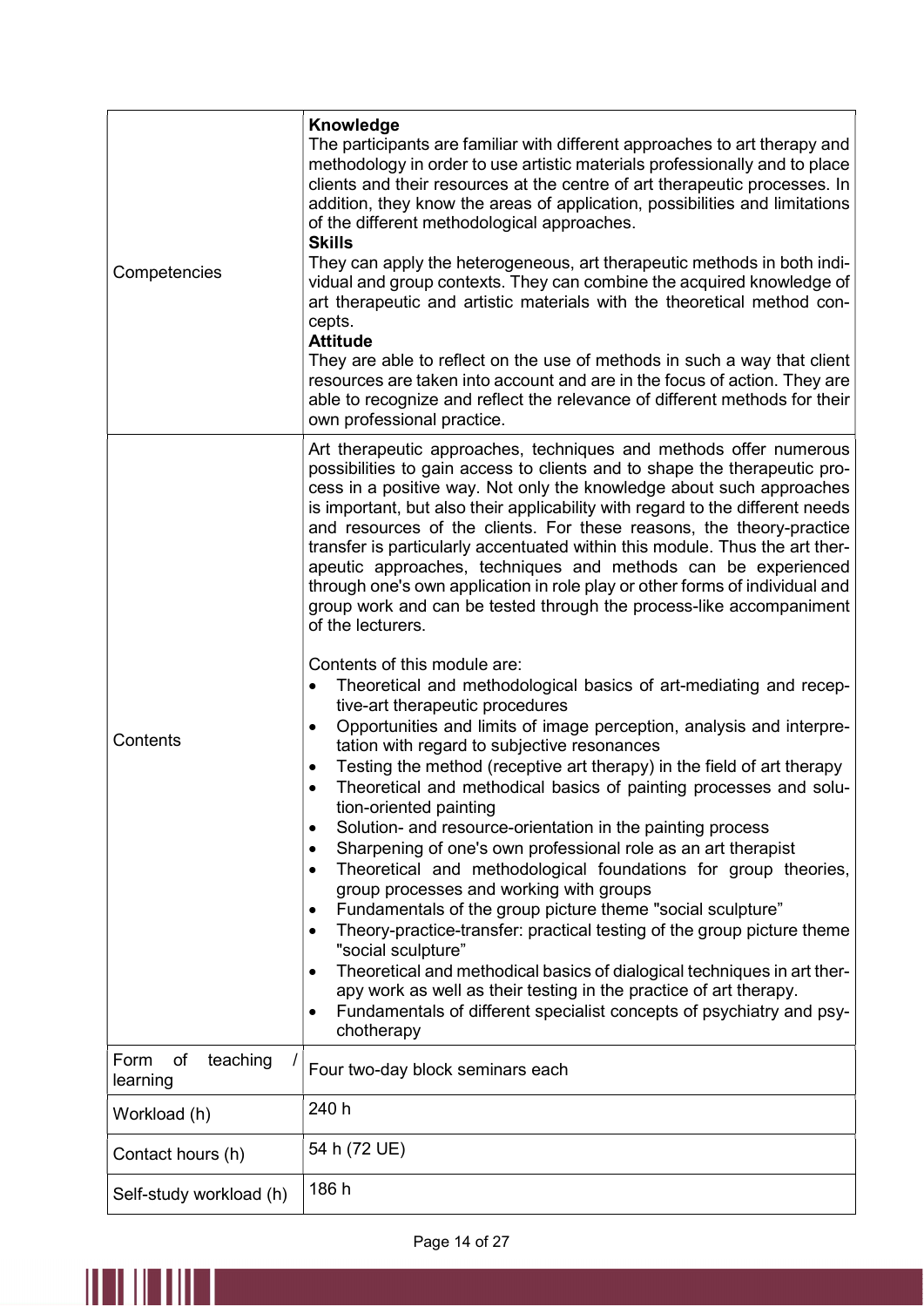| | |
|---|---|
| Competencies | **Knowledge**<br>The participants are familiar with different approaches to art therapy and methodology in order to use artistic materials professionally and to place clients and their resources at the centre of art therapeutic processes. In addition, they know the areas of application, possibilities and limitations of the different methodological approaches.<br>**Skills**<br>They can apply the heterogeneous, art therapeutic methods in both individual and group contexts. They can combine the acquired knowledge of art therapeutic and artistic materials with the theoretical method concepts.<br>**Attitude**<br>They are able to reflect on the use of methods in such a way that client resources are taken into account and are in the focus of action. They are able to recognize and reflect the relevance of different methods for their own professional practice. |
| Contents | Art therapeutic approaches, techniques and methods offer numerous possibilities to gain access to clients and to shape the therapeutic process in a positive way. Not only the knowledge about such approaches is important, but also their applicability with regard to the different needs and resources of the clients. For these reasons, the theory-practice transfer is particularly accentuated within this module. Thus the art therapeutic approaches, techniques and methods can be experienced through one's own application in role play or other forms of individual and group work and can be tested through the process-like accompaniment of the lecturers.<br><br>Contents of this module are:<br>• Theoretical and methodological basics of art-mediating and receptive-art therapeutic procedures<br>• Opportunities and limits of image perception, analysis and interpretation with regard to subjective resonances<br>• Testing the method (receptive art therapy) in the field of art therapy<br>• Theoretical and methodical basics of painting processes and solution-oriented painting<br>• Solution- and resource-orientation in the painting process<br>• Sharpening of one's own professional role as an art therapist<br>• Theoretical and methodological foundations for group theories, group processes and working with groups<br>• Fundamentals of the group picture theme "social sculpture"<br>• Theory-practice-transfer: practical testing of the group picture theme "social sculpture"<br>• Theoretical and methodical basics of dialogical techniques in art therapy work as well as their testing in the practice of art therapy.<br>• Fundamentals of different specialist concepts of psychiatry and psychotherapy |
| Form of teaching / learning | Four two-day block seminars each |
| Workload (h) | 240 h |
| Contact hours (h) | 54 h (72 UE) |
| Self-study workload (h) | 186 h |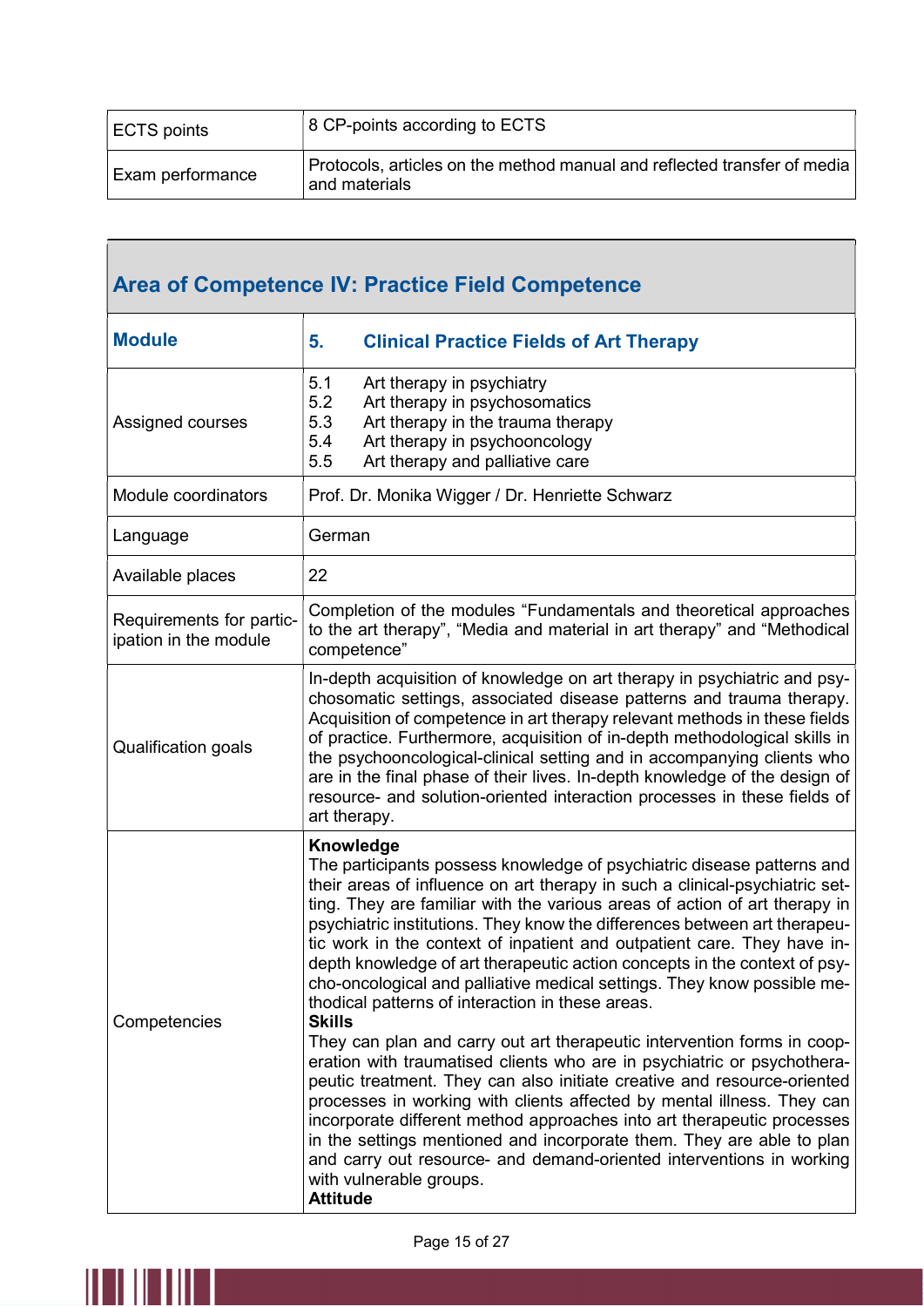| | |
|---|---|
| ECTS points | 8 CP-points according to ECTS |
| Exam performance | Protocols, articles on the method manual and reflected transfer of media and materials |

## Area of Competence IV: Practice Field Competence

| | |
|---|---|
| **Module** | **5. Clinical Practice Fields of Art Therapy** |
| Assigned courses | 5.1 Art therapy in psychiatry<br>5.2 Art therapy in psychosomatics<br>5.3 Art therapy in the trauma therapy<br>5.4 Art therapy in psychooncology<br>5.5 Art therapy and palliative care |
| Module coordinators | Prof. Dr. Monika Wigger / Dr. Henriette Schwarz |
| Language | German |
| Available places | 22 |
| Requirements for participation in the module | Completion of the modules "Fundamentals and theoretical approaches to the art therapy", "Media and material in art therapy" and "Methodical competence" |
| Qualification goals | In-depth acquisition of knowledge on art therapy in psychiatric and psychosomatic settings, associated disease patterns and trauma therapy. Acquisition of competence in art therapy relevant methods in these fields of practice. Furthermore, acquisition of in-depth methodological skills in the psychooncological-clinical setting and in accompanying clients who are in the final phase of their lives. In-depth knowledge of the design of resource- and solution-oriented interaction processes in these fields of art therapy. |
| Competencies | **Knowledge**<br>The participants possess knowledge of psychiatric disease patterns and their areas of influence on art therapy in such a clinical-psychiatric setting. They are familiar with the various areas of action of art therapy in psychiatric institutions. They know the differences between art therapeutic work in the context of inpatient and outpatient care. They have in-depth knowledge of art therapeutic action concepts in the context of psycho-oncological and palliative medical settings. They know possible methodical patterns of interaction in these areas.<br>**Skills**<br>They can plan and carry out art therapeutic intervention forms in cooperation with traumatised clients who are in psychiatric or psychotherapeutic treatment. They can also initiate creative and resource-oriented processes in working with clients affected by mental illness. They can incorporate different method approaches into art therapeutic processes in the settings mentioned and incorporate them. They are able to plan and carry out resource- and demand-oriented interventions in working with vulnerable groups.<br>**Attitude** |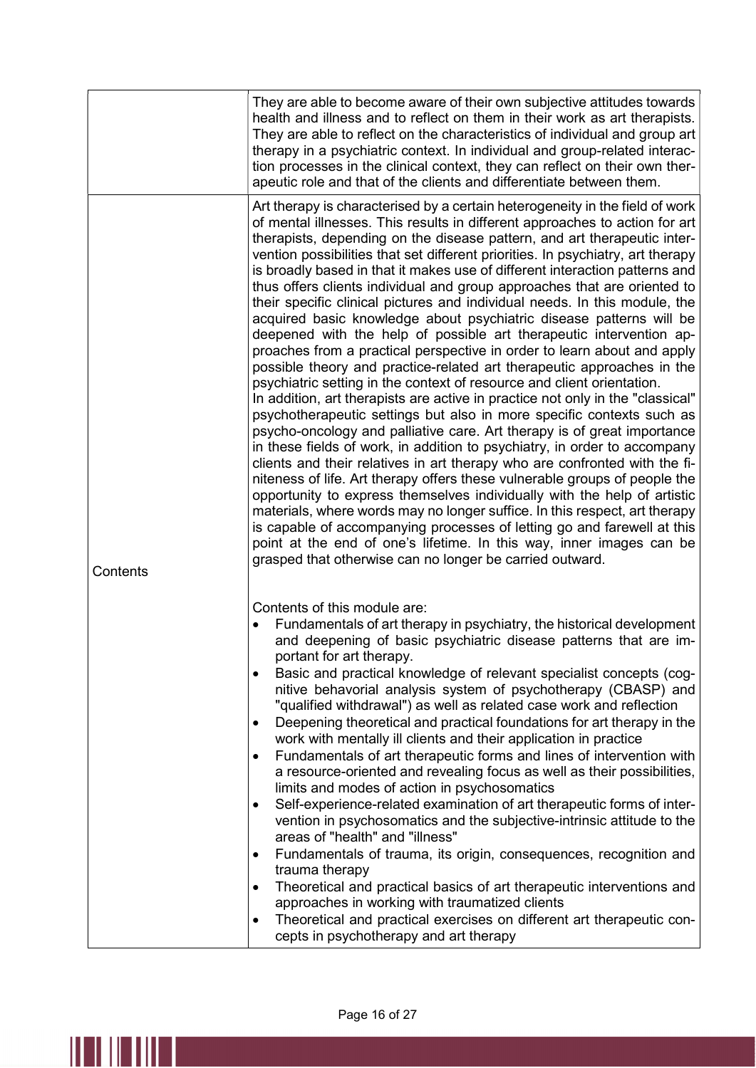| | |
|---|---|
| | They are able to become aware of their own subjective attitudes towards health and illness and to reflect on them in their work as art therapists. They are able to reflect on the characteristics of individual and group art therapy in a psychiatric context. In individual and group-related interaction processes in the clinical context, they can reflect on their own therapeutic role and that of the clients and differentiate between them. |
| Contents | Art therapy is characterised by a certain heterogeneity in the field of work of mental illnesses. This results in different approaches to action for art therapists, depending on the disease pattern, and art therapeutic intervention possibilities that set different priorities. In psychiatry, art therapy is broadly based in that it makes use of different interaction patterns and thus offers clients individual and group approaches that are oriented to their specific clinical pictures and individual needs. In this module, the acquired basic knowledge about psychiatric disease patterns will be deepened with the help of possible art therapeutic intervention approaches from a practical perspective in order to learn about and apply possible theory and practice-related art therapeutic approaches in the psychiatric setting in the context of resource and client orientation.<br>In addition, art therapists are active in practice not only in the "classical" psychotherapeutic settings but also in more specific contexts such as psycho-oncology and palliative care. Art therapy is of great importance in these fields of work, in addition to psychiatry, in order to accompany clients and their relatives in art therapy who are confronted with the finiteness of life. Art therapy offers these vulnerable groups of people the opportunity to express themselves individually with the help of artistic materials, where words may no longer suffice. In this respect, art therapy is capable of accompanying processes of letting go and farewell at this point at the end of one's lifetime. In this way, inner images can be grasped that otherwise can no longer be carried outward.<br><br>Contents of this module are:<br>• Fundamentals of art therapy in psychiatry, the historical development and deepening of basic psychiatric disease patterns that are important for art therapy.<br>• Basic and practical knowledge of relevant specialist concepts (cognitive behavorial analysis system of psychotherapy (CBASP) and "qualified withdrawal") as well as related case work and reflection<br>• Deepening theoretical and practical foundations for art therapy in the work with mentally ill clients and their application in practice<br>• Fundamentals of art therapeutic forms and lines of intervention with a resource-oriented and revealing focus as well as their possibilities, limits and modes of action in psychosomatics<br>• Self-experience-related examination of art therapeutic forms of intervention in psychosomatics and the subjective-intrinsic attitude to the areas of "health" and "illness"<br>• Fundamentals of trauma, its origin, consequences, recognition and trauma therapy<br>• Theoretical and practical basics of art therapeutic interventions and approaches in working with traumatized clients<br>• Theoretical and practical exercises on different art therapeutic concepts in psychotherapy and art therapy |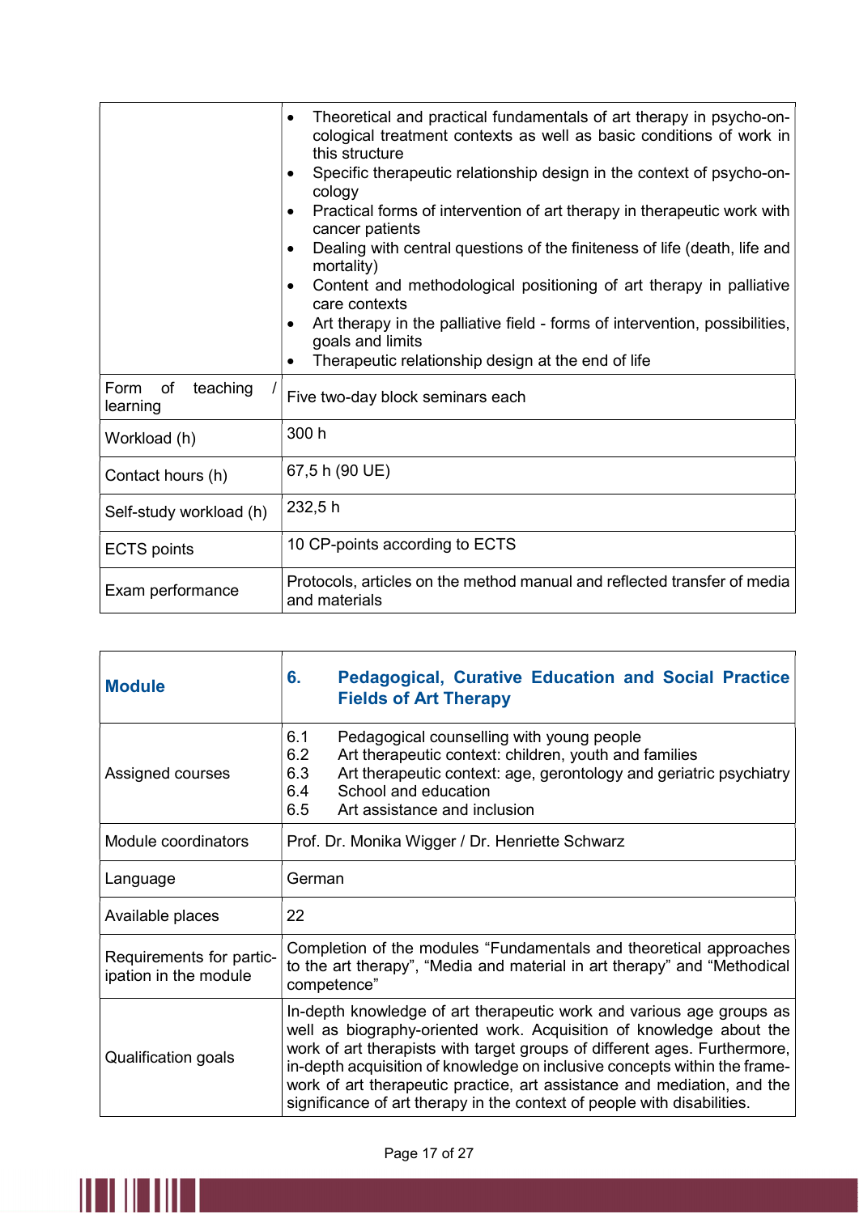| | |
|---|---|
| | • Theoretical and practical fundamentals of art therapy in psycho-oncological treatment contexts as well as basic conditions of work in this structure<br>• Specific therapeutic relationship design in the context of psycho-oncology<br>• Practical forms of intervention of art therapy in therapeutic work with cancer patients<br>• Dealing with central questions of the finiteness of life (death, life and mortality)<br>• Content and methodological positioning of art therapy in palliative care contexts<br>• Art therapy in the palliative field - forms of intervention, possibilities, goals and limits<br>• Therapeutic relationship design at the end of life |
| Form of teaching / learning | Five two-day block seminars each |
| Workload (h) | 300 h |
| Contact hours (h) | 67,5 h (90 UE) |
| Self-study workload (h) | 232,5 h |
| ECTS points | 10 CP-points according to ECTS |
| Exam performance | Protocols, articles on the method manual and reflected transfer of media and materials |

| **Module** | **6. Pedagogical, Curative Education and Social Practice Fields of Art Therapy** |
|---|---|
| Assigned courses | 6.1 Pedagogical counselling with young people<br>6.2 Art therapeutic context: children, youth and families<br>6.3 Art therapeutic context: age, gerontology and geriatric psychiatry<br>6.4 School and education<br>6.5 Art assistance and inclusion |
| Module coordinators | Prof. Dr. Monika Wigger / Dr. Henriette Schwarz |
| Language | German |
| Available places | 22 |
| Requirements for participation in the module | Completion of the modules “Fundamentals and theoretical approaches to the art therapy”, “Media and material in art therapy” and “Methodical competence” |
| Qualification goals | In-depth knowledge of art therapeutic work and various age groups as well as biography-oriented work. Acquisition of knowledge about the work of art therapists with target groups of different ages. Furthermore, in-depth acquisition of knowledge on inclusive concepts within the framework of art therapeutic practice, art assistance and mediation, and the significance of art therapy in the context of people with disabilities. |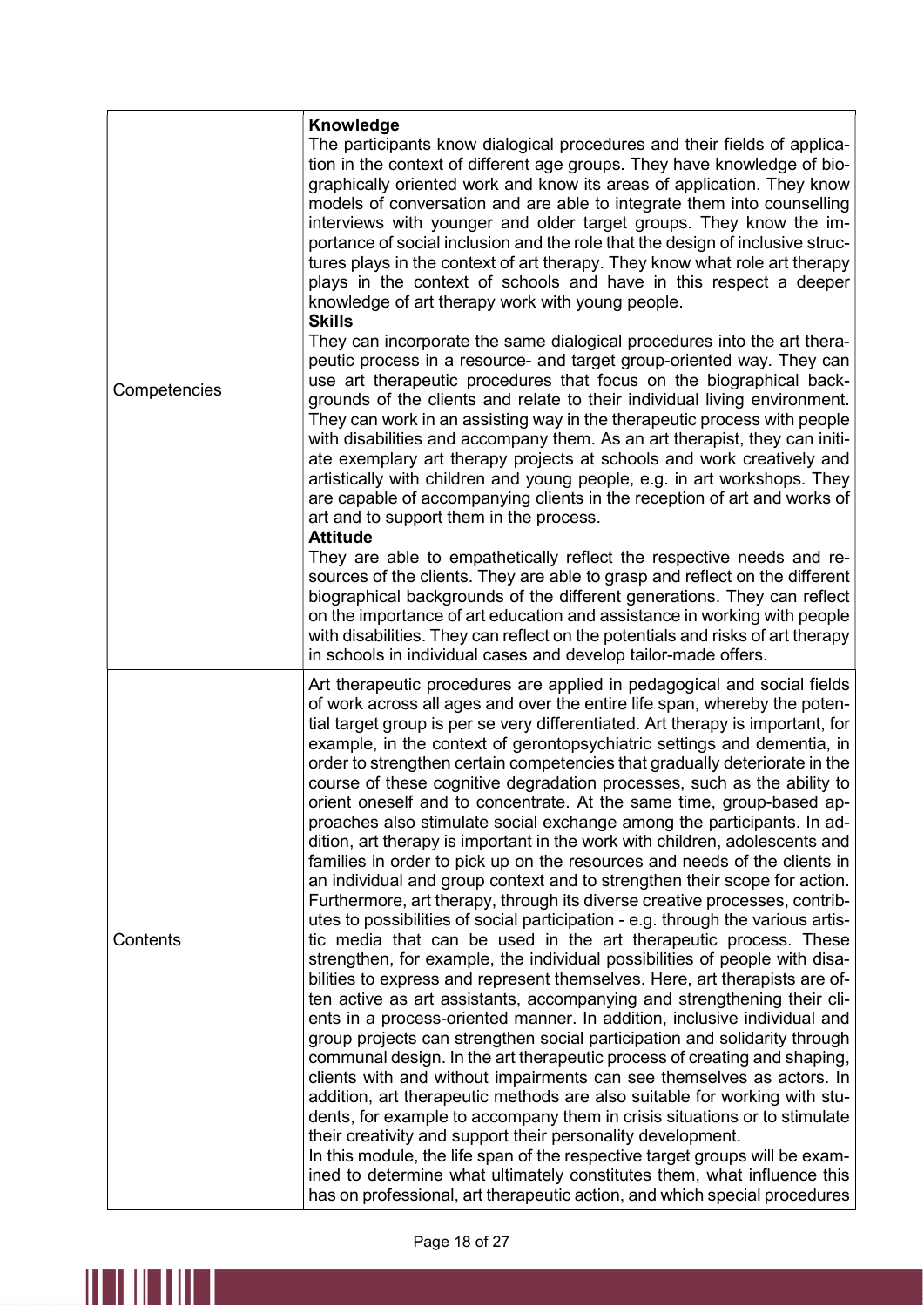| | |
|---|---|
| Competencies | **Knowledge**<br>The participants know dialogical procedures and their fields of application in the context of different age groups. They have knowledge of biographically oriented work and know its areas of application. They know models of conversation and are able to integrate them into counselling interviews with younger and older target groups. They know the importance of social inclusion and the role that the design of inclusive structures plays in the context of art therapy. They know what role art therapy plays in the context of schools and have in this respect a deeper knowledge of art therapy work with young people.<br>**Skills**<br>They can incorporate the same dialogical procedures into the art therapeutic process in a resource- and target group-oriented way. They can use art therapeutic procedures that focus on the biographical backgrounds of the clients and relate to their individual living environment. They can work in an assisting way in the therapeutic process with people with disabilities and accompany them. As an art therapist, they can initiate exemplary art therapy projects at schools and work creatively and artistically with children and young people, e.g. in art workshops. They are capable of accompanying clients in the reception of art and works of art and to support them in the process.<br>**Attitude**<br>They are able to empathetically reflect the respective needs and resources of the clients. They are able to grasp and reflect on the different biographical backgrounds of the different generations. They can reflect on the importance of art education and assistance in working with people with disabilities. They can reflect on the potentials and risks of art therapy in schools in individual cases and develop tailor-made offers. |
| Contents | Art therapeutic procedures are applied in pedagogical and social fields of work across all ages and over the entire life span, whereby the potential target group is per se very differentiated. Art therapy is important, for example, in the context of gerontopsychiatric settings and dementia, in order to strengthen certain competencies that gradually deteriorate in the course of these cognitive degradation processes, such as the ability to orient oneself and to concentrate. At the same time, group-based approaches also stimulate social exchange among the participants. In addition, art therapy is important in the work with children, adolescents and families in order to pick up on the resources and needs of the clients in an individual and group context and to strengthen their scope for action. Furthermore, art therapy, through its diverse creative processes, contributes to possibilities of social participation - e.g. through the various artistic media that can be used in the art therapeutic process. These strengthen, for example, the individual possibilities of people with disabilities to express and represent themselves. Here, art therapists are often active as art assistants, accompanying and strengthening their clients in a process-oriented manner. In addition, inclusive individual and group projects can strengthen social participation and solidarity through communal design. In the art therapeutic process of creating and shaping, clients with and without impairments can see themselves as actors. In addition, art therapeutic methods are also suitable for working with students, for example to accompany them in crisis situations or to stimulate their creativity and support their personality development.<br>In this module, the life span of the respective target groups will be examined to determine what ultimately constitutes them, what influence this has on professional, art therapeutic action, and which special procedures |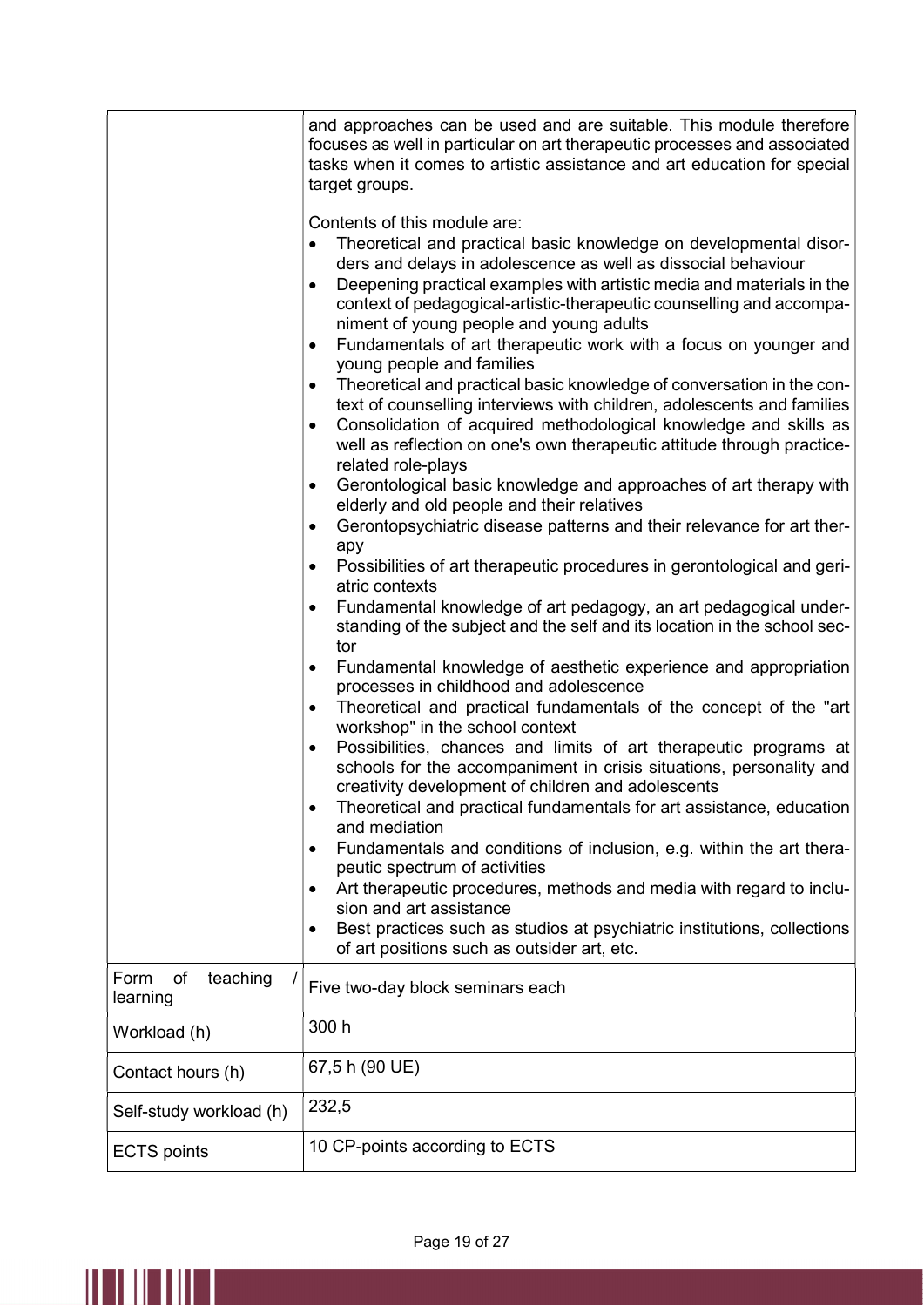| | |
|---|---|
| | and approaches can be used and are suitable. This module therefore focuses as well in particular on art therapeutic processes and associated tasks when it comes to artistic assistance and art education for special target groups.<br><br>Contents of this module are:<br>• Theoretical and practical basic knowledge on developmental disorders and delays in adolescence as well as dissocial behaviour<br>• Deepening practical examples with artistic media and materials in the context of pedagogical-artistic-therapeutic counselling and accompaniment of young people and young adults<br>• Fundamentals of art therapeutic work with a focus on younger and young people and families<br>• Theoretical and practical basic knowledge of conversation in the context of counselling interviews with children, adolescents and families<br>• Consolidation of acquired methodological knowledge and skills as well as reflection on one's own therapeutic attitude through practice-related role-plays<br>• Gerontological basic knowledge and approaches of art therapy with elderly and old people and their relatives<br>• Gerontopsychiatric disease patterns and their relevance for art therapy<br>• Possibilities of art therapeutic procedures in gerontological and geriatric contexts<br>• Fundamental knowledge of art pedagogy, an art pedagogical understanding of the subject and the self and its location in the school sector<br>• Fundamental knowledge of aesthetic experience and appropriation processes in childhood and adolescence<br>• Theoretical and practical fundamentals of the concept of the "art workshop" in the school context<br>• Possibilities, chances and limits of art therapeutic programs at schools for the accompaniment in crisis situations, personality and creativity development of children and adolescents<br>• Theoretical and practical fundamentals for art assistance, education and mediation<br>• Fundamentals and conditions of inclusion, e.g. within the art therapeutic spectrum of activities<br>• Art therapeutic procedures, methods and media with regard to inclusion and art assistance<br>• Best practices such as studios at psychiatric institutions, collections of art positions such as outsider art, etc. |
| Form of teaching / learning | Five two-day block seminars each |
| Workload (h) | 300 h |
| Contact hours (h) | 67,5 h (90 UE) |
| Self-study workload (h) | 232,5 |
| ECTS points | 10 CP-points according to ECTS |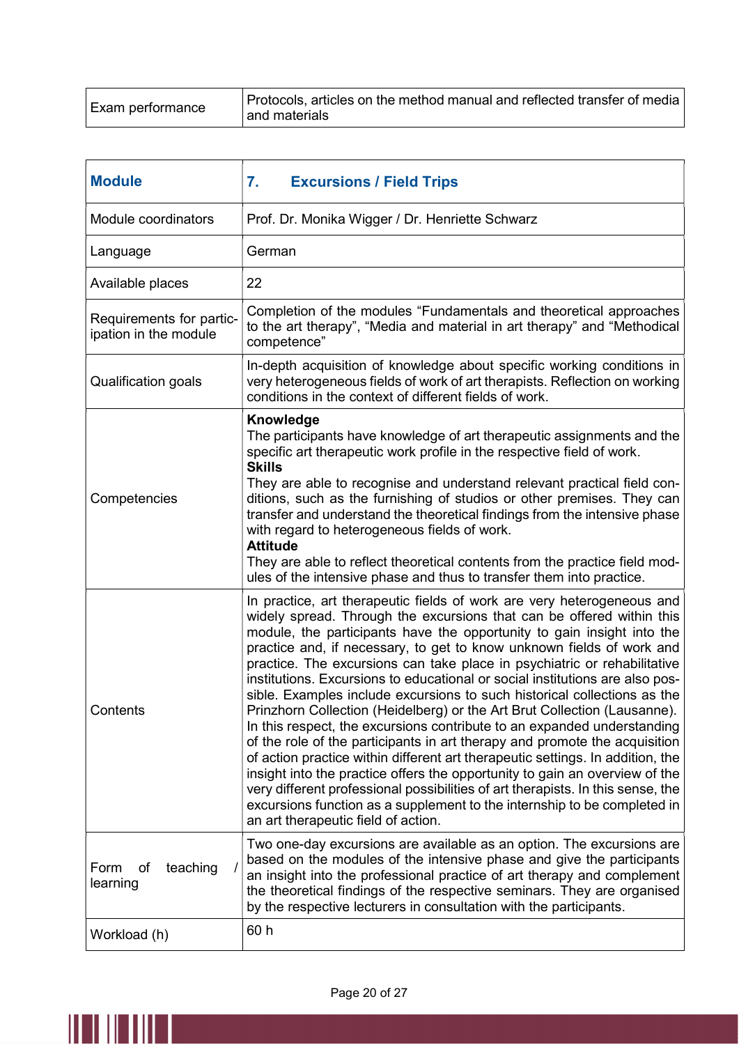| Exam performance | Protocols, articles on the method manual and reflected transfer of media and materials |
|---|---|

| **Module** | **7. Excursions / Field Trips** |
|---|---|
| Module coordinators | Prof. Dr. Monika Wigger / Dr. Henriette Schwarz |
| Language | German |
| Available places | 22 |
| Requirements for participation in the module | Completion of the modules “Fundamentals and theoretical approaches to the art therapy”, “Media and material in art therapy” and “Methodical competence” |
| Qualification goals | In-depth acquisition of knowledge about specific working conditions in very heterogeneous fields of work of art therapists. Reflection on working conditions in the context of different fields of work. |
| Competencies | **Knowledge**<br>The participants have knowledge of art therapeutic assignments and the specific art therapeutic work profile in the respective field of work.<br>**Skills**<br>They are able to recognise and understand relevant practical field conditions, such as the furnishing of studios or other premises. They can transfer and understand the theoretical findings from the intensive phase with regard to heterogeneous fields of work.<br>**Attitude**<br>They are able to reflect theoretical contents from the practice field modules of the intensive phase and thus to transfer them into practice. |
| Contents | In practice, art therapeutic fields of work are very heterogeneous and widely spread. Through the excursions that can be offered within this module, the participants have the opportunity to gain insight into the practice and, if necessary, to get to know unknown fields of work and practice. The excursions can take place in psychiatric or rehabilitative institutions. Excursions to educational or social institutions are also possible. Examples include excursions to such historical collections as the Prinzhorn Collection (Heidelberg) or the Art Brut Collection (Lausanne). In this respect, the excursions contribute to an expanded understanding of the role of the participants in art therapy and promote the acquisition of action practice within different art therapeutic settings. In addition, the insight into the practice offers the opportunity to gain an overview of the very different professional possibilities of art therapists. In this sense, the excursions function as a supplement to the internship to be completed in an art therapeutic field of action. |
| Form of teaching / learning | Two one-day excursions are available as an option. The excursions are based on the modules of the intensive phase and give the participants an insight into the professional practice of art therapy and complement the theoretical findings of the respective seminars. They are organised by the respective lecturers in consultation with the participants. |
| Workload (h) | 60 h |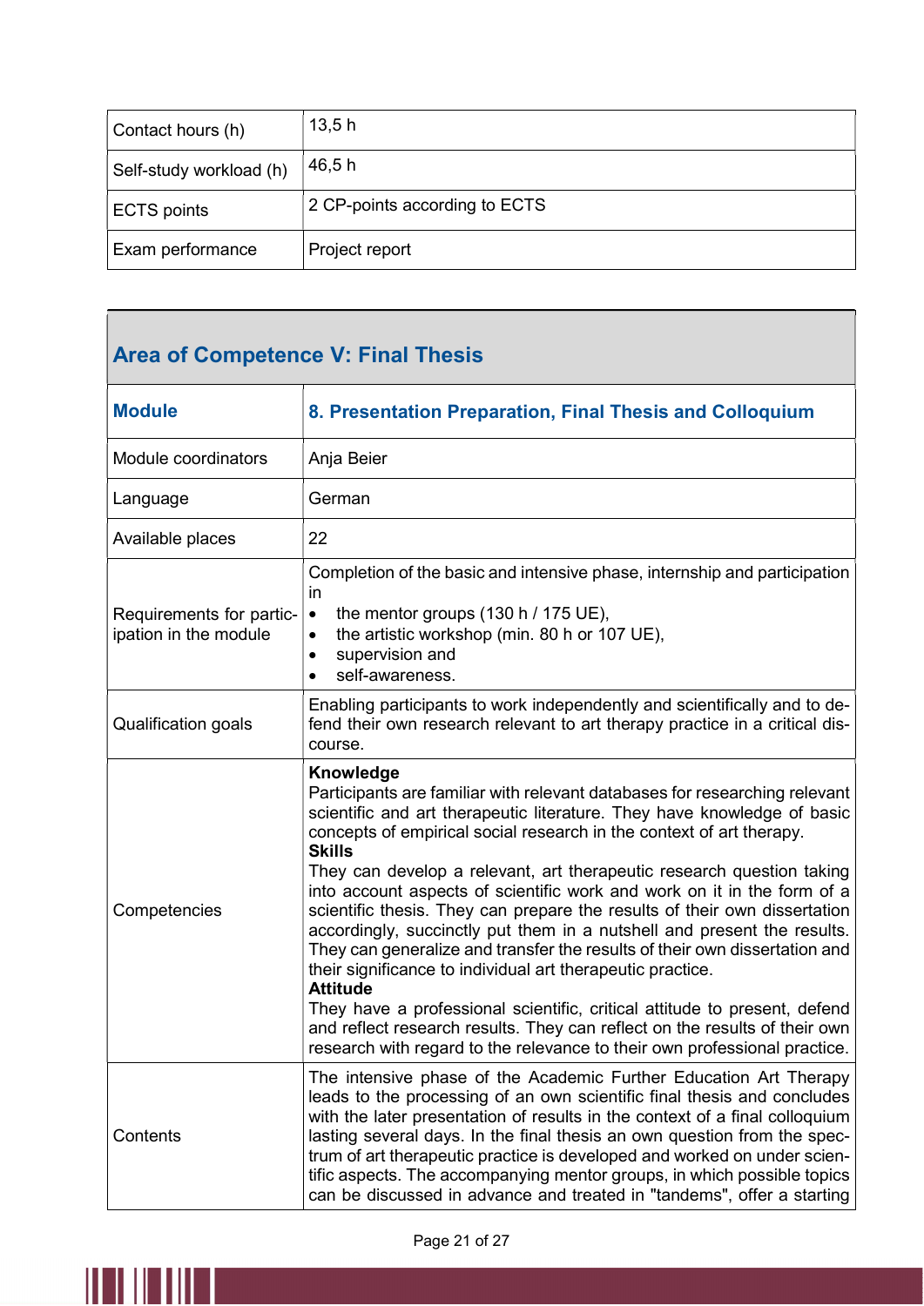| | |
|---|---|
| Contact hours (h) | 13,5 h |
| Self-study workload (h) | 46,5 h |
| ECTS points | 2 CP-points according to ECTS |
| Exam performance | Project report |

## Area of Competence V: Final Thesis

| **Module** | **8. Presentation Preparation, Final Thesis and Colloquium** |
|---|---|
| Module coordinators | Anja Beier |
| Language | German |
| Available places | 22 |
| Requirements for participation in the module | Completion of the basic and intensive phase, internship and participation in<br>• the mentor groups (130 h / 175 UE),<br>• the artistic workshop (min. 80 h or 107 UE),<br>• supervision and<br>• self-awareness. |
| Qualification goals | Enabling participants to work independently and scientifically and to defend their own research relevant to art therapy practice in a critical discourse. |
| Competencies | **Knowledge**<br>Participants are familiar with relevant databases for researching relevant scientific and art therapeutic literature. They have knowledge of basic concepts of empirical social research in the context of art therapy.<br>**Skills**<br>They can develop a relevant, art therapeutic research question taking into account aspects of scientific work and work on it in the form of a scientific thesis. They can prepare the results of their own dissertation accordingly, succinctly put them in a nutshell and present the results. They can generalize and transfer the results of their own dissertation and their significance to individual art therapeutic practice.<br>**Attitude**<br>They have a professional scientific, critical attitude to present, defend and reflect research results. They can reflect on the results of their own research with regard to the relevance to their own professional practice. |
| Contents | The intensive phase of the Academic Further Education Art Therapy leads to the processing of an own scientific final thesis and concludes with the later presentation of results in the context of a final colloquium lasting several days. In the final thesis an own question from the spectrum of art therapeutic practice is developed and worked on under scientific aspects. The accompanying mentor groups, in which possible topics can be discussed in advance and treated in "tandems", offer a starting |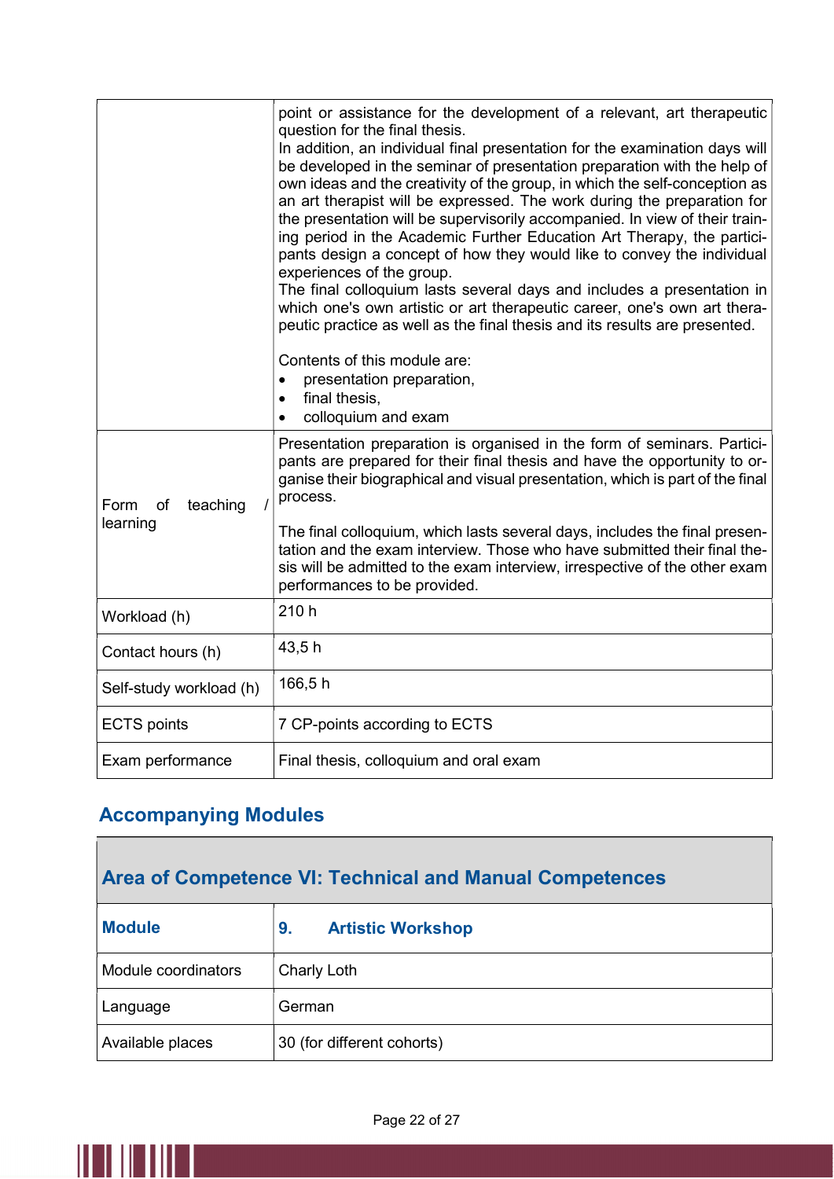| | |
|---|---|
| | point or assistance for the development of a relevant, art therapeutic question for the final thesis.<br>In addition, an individual final presentation for the examination days will be developed in the seminar of presentation preparation with the help of own ideas and the creativity of the group, in which the self-conception as an art therapist will be expressed. The work during the preparation for the presentation will be supervisorily accompanied. In view of their training period in the Academic Further Education Art Therapy, the participants design a concept of how they would like to convey the individual experiences of the group.<br>The final colloquium lasts several days and includes a presentation in which one's own artistic or art therapeutic career, one's own art therapeutic practice as well as the final thesis and its results are presented.<br><br>Contents of this module are:<br>• presentation preparation,<br>• final thesis,<br>• colloquium and exam |
| Form of teaching / learning | Presentation preparation is organised in the form of seminars. Participants are prepared for their final thesis and have the opportunity to organise their biographical and visual presentation, which is part of the final process.<br><br>The final colloquium, which lasts several days, includes the final presentation and the exam interview. Those who have submitted their final thesis will be admitted to the exam interview, irrespective of the other exam performances to be provided. |
| Workload (h) | 210 h |
| Contact hours (h) | 43,5 h |
| Self-study workload (h) | 166,5 h |
| ECTS points | 7 CP-points according to ECTS |
| Exam performance | Final thesis, colloquium and oral exam |

## Accompanying Modules

| **Area of Competence VI: Technical and Manual Competences** | |
|---|---|
| **Module** | **9. Artistic Workshop** |
| Module coordinators | Charly Loth |
| Language | German |
| Available places | 30 (for different cohorts) |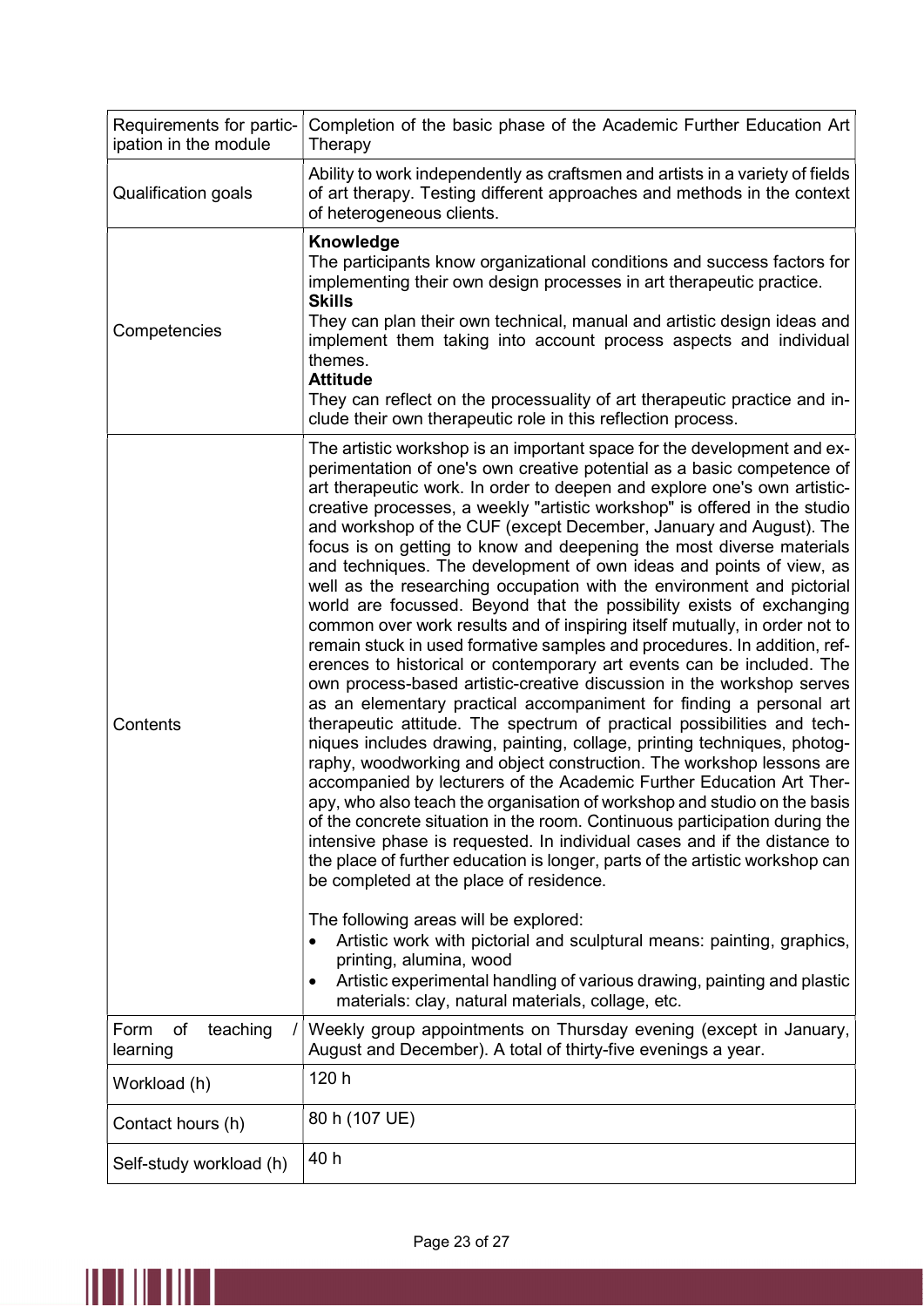| Requirements for participation in the module | Completion of the basic phase of the Academic Further Education Art Therapy |
|---|---|
| Qualification goals | Ability to work independently as craftsmen and artists in a variety of fields of art therapy. Testing different approaches and methods in the context of heterogeneous clients. |
| Competencies | **Knowledge**<br>The participants know organizational conditions and success factors for implementing their own design processes in art therapeutic practice.<br>**Skills**<br>They can plan their own technical, manual and artistic design ideas and implement them taking into account process aspects and individual themes.<br>**Attitude**<br>They can reflect on the processuality of art therapeutic practice and include their own therapeutic role in this reflection process. |
| Contents | The artistic workshop is an important space for the development and experimentation of one's own creative potential as a basic competence of art therapeutic work. In order to deepen and explore one's own artistic-creative processes, a weekly "artistic workshop" is offered in the studio and workshop of the CUF (except December, January and August). The focus is on getting to know and deepening the most diverse materials and techniques. The development of own ideas and points of view, as well as the researching occupation with the environment and pictorial world are focussed. Beyond that the possibility exists of exchanging common over work results and of inspiring itself mutually, in order not to remain stuck in used formative samples and procedures. In addition, references to historical or contemporary art events can be included. The own process-based artistic-creative discussion in the workshop serves as an elementary practical accompaniment for finding a personal art therapeutic attitude. The spectrum of practical possibilities and techniques includes drawing, painting, collage, printing techniques, photography, woodworking and object construction. The workshop lessons are accompanied by lecturers of the Academic Further Education Art Therapy, who also teach the organisation of workshop and studio on the basis of the concrete situation in the room. Continuous participation during the intensive phase is requested. In individual cases and if the distance to the place of further education is longer, parts of the artistic workshop can be completed at the place of residence.<br><br>The following areas will be explored:<br>• Artistic work with pictorial and sculptural means: painting, graphics, printing, alumina, wood<br>• Artistic experimental handling of various drawing, painting and plastic materials: clay, natural materials, collage, etc. |
| Form of teaching / learning | Weekly group appointments on Thursday evening (except in January, August and December). A total of thirty-five evenings a year. |
| Workload (h) | 120 h |
| Contact hours (h) | 80 h (107 UE) |
| Self-study workload (h) | 40 h |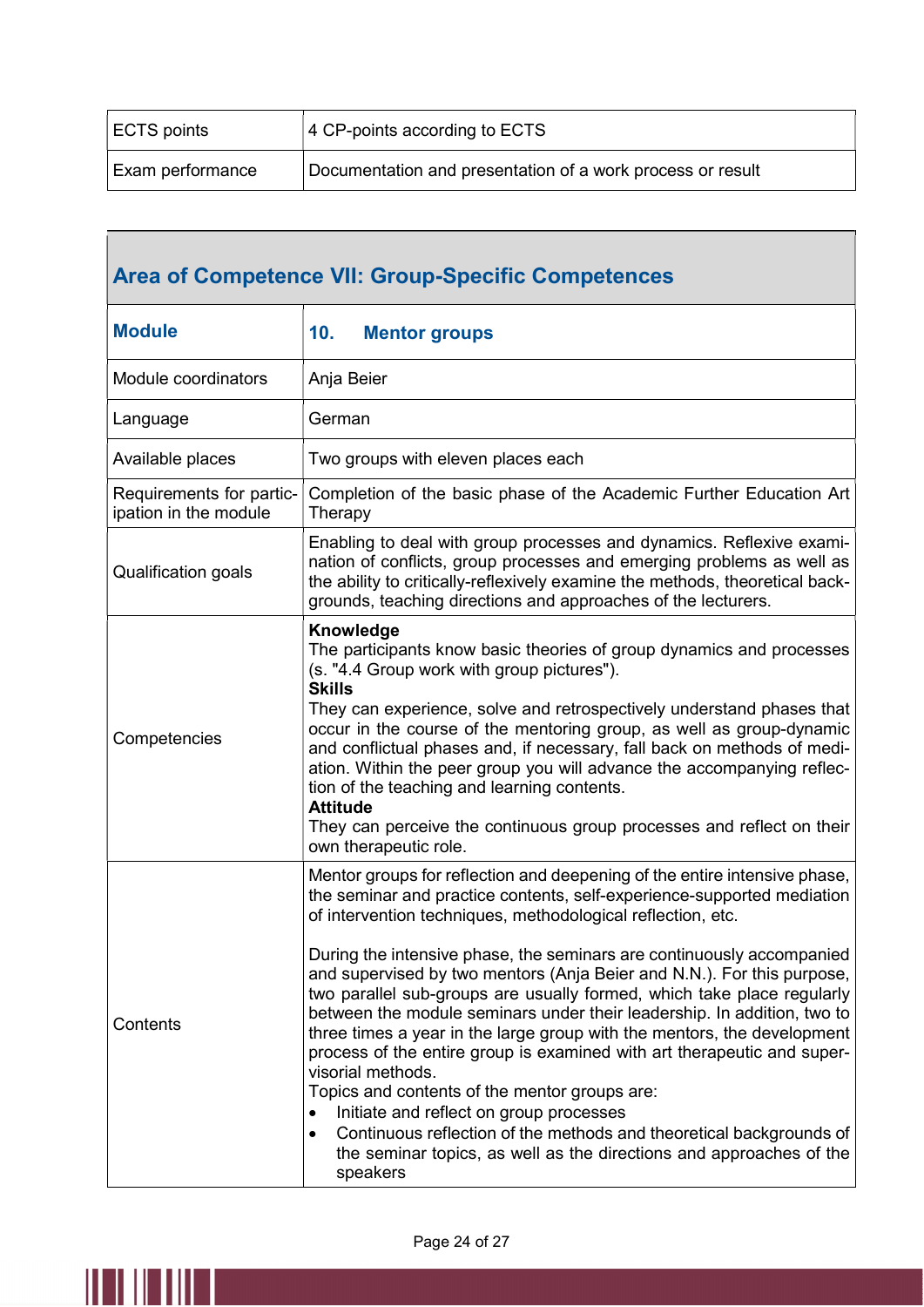| ECTS points | 4 CP-points according to ECTS |
|---|---|
| Exam performance | Documentation and presentation of a work process or result |

## Area of Competence VII: Group-Specific Competences

| **Module** | **10. Mentor groups** |
|---|---|
| Module coordinators | Anja Beier |
| Language | German |
| Available places | Two groups with eleven places each |
| Requirements for participation in the module | Completion of the basic phase of the Academic Further Education Art Therapy |
| Qualification goals | Enabling to deal with group processes and dynamics. Reflexive examination of conflicts, group processes and emerging problems as well as the ability to critically-reflexively examine the methods, theoretical backgrounds, teaching directions and approaches of the lecturers. |
| Competencies | **Knowledge**<br>The participants know basic theories of group dynamics and processes (s. "4.4 Group work with group pictures").<br>**Skills**<br>They can experience, solve and retrospectively understand phases that occur in the course of the mentoring group, as well as group-dynamic and conflictual phases and, if necessary, fall back on methods of mediation. Within the peer group you will advance the accompanying reflection of the teaching and learning contents.<br>**Attitude**<br>They can perceive the continuous group processes and reflect on their own therapeutic role. |
| Contents | Mentor groups for reflection and deepening of the entire intensive phase, the seminar and practice contents, self-experience-supported mediation of intervention techniques, methodological reflection, etc.<br><br>During the intensive phase, the seminars are continuously accompanied and supervised by two mentors (Anja Beier and N.N.). For this purpose, two parallel sub-groups are usually formed, which take place regularly between the module seminars under their leadership. In addition, two to three times a year in the large group with the mentors, the development process of the entire group is examined with art therapeutic and supervisorial methods.<br>Topics and contents of the mentor groups are:<br>• Initiate and reflect on group processes<br>• Continuous reflection of the methods and theoretical backgrounds of the seminar topics, as well as the directions and approaches of the speakers |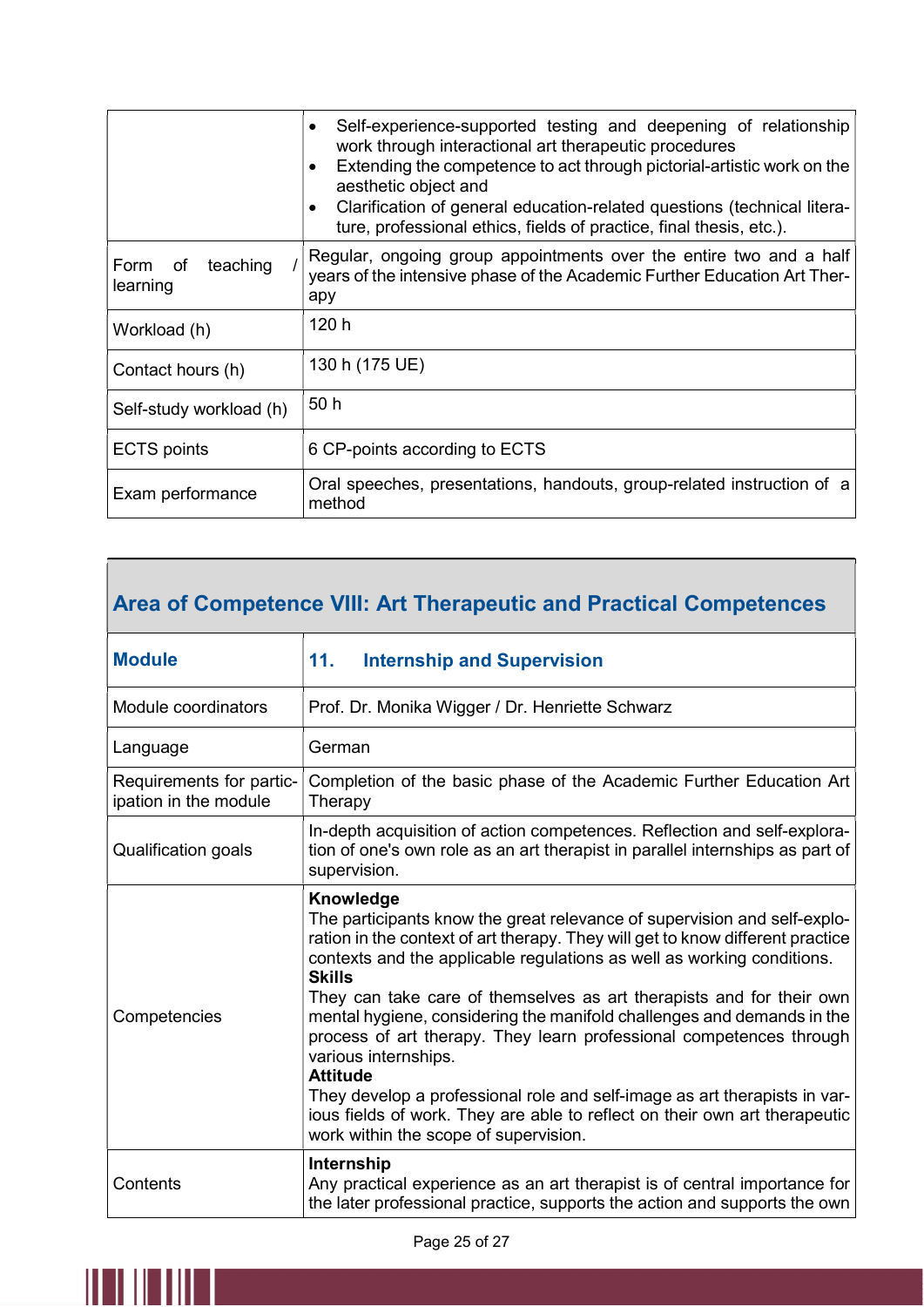| | |
|---|---|
| | • Self-experience-supported testing and deepening of relationship work through interactional art therapeutic procedures<br>• Extending the competence to act through pictorial-artistic work on the aesthetic object and<br>• Clarification of general education-related questions (technical literature, professional ethics, fields of practice, final thesis, etc.). |
| Form of teaching / learning | Regular, ongoing group appointments over the entire two and a half years of the intensive phase of the Academic Further Education Art Therapy |
| Workload (h) | 120 h |
| Contact hours (h) | 130 h (175 UE) |
| Self-study workload (h) | 50 h |
| ECTS points | 6 CP-points according to ECTS |
| Exam performance | Oral speeches, presentations, handouts, group-related instruction of a method |

## Area of Competence VIII: Art Therapeutic and Practical Competences

| **Module** | **11. Internship and Supervision** |
|---|---|
| Module coordinators | Prof. Dr. Monika Wigger / Dr. Henriette Schwarz |
| Language | German |
| Requirements for participation in the module | Completion of the basic phase of the Academic Further Education Art Therapy |
| Qualification goals | In-depth acquisition of action competences. Reflection and self-exploration of one's own role as an art therapist in parallel internships as part of supervision. |
| Competencies | **Knowledge**<br>The participants know the great relevance of supervision and self-exploration in the context of art therapy. They will get to know different practice contexts and the applicable regulations as well as working conditions.<br>**Skills**<br>They can take care of themselves as art therapists and for their own mental hygiene, considering the manifold challenges and demands in the process of art therapy. They learn professional competences through various internships.<br>**Attitude**<br>They develop a professional role and self-image as art therapists in various fields of work. They are able to reflect on their own art therapeutic work within the scope of supervision. |
| Contents | **Internship**<br>Any practical experience as an art therapist is of central importance for the later professional practice, supports the action and supports the own |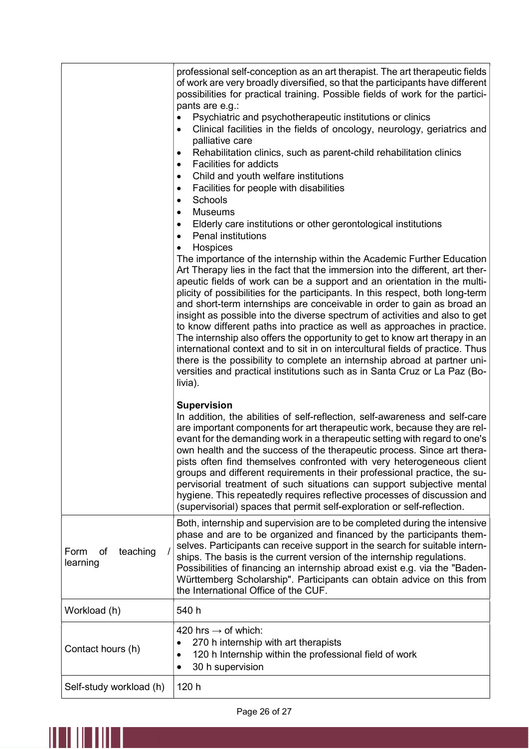| | |
|---|---|
| | professional self-conception as an art therapist. The art therapeutic fields of work are very broadly diversified, so that the participants have different possibilities for practical training. Possible fields of work for the participants are e.g.:<br>• Psychiatric and psychotherapeutic institutions or clinics<br>• Clinical facilities in the fields of oncology, neurology, geriatrics and palliative care<br>• Rehabilitation clinics, such as parent-child rehabilitation clinics<br>• Facilities for addicts<br>• Child and youth welfare institutions<br>• Facilities for people with disabilities<br>• Schools<br>• Museums<br>• Elderly care institutions or other gerontological institutions<br>• Penal institutions<br>• Hospices<br>The importance of the internship within the Academic Further Education Art Therapy lies in the fact that the immersion into the different, art therapeutic fields of work can be a support and an orientation in the multiplicity of possibilities for the participants. In this respect, both long-term and short-term internships are conceivable in order to gain as broad an insight as possible into the diverse spectrum of activities and also to get to know different paths into practice as well as approaches in practice. The internship also offers the opportunity to get to know art therapy in an international context and to sit in on intercultural fields of practice. Thus there is the possibility to complete an internship abroad at partner universities and practical institutions such as in Santa Cruz or La Paz (Bolivia).<br><br>**Supervision**<br>In addition, the abilities of self-reflection, self-awareness and self-care are important components for art therapeutic work, because they are relevant for the demanding work in a therapeutic setting with regard to one's own health and the success of the therapeutic process. Since art therapists often find themselves confronted with very heterogeneous client groups and different requirements in their professional practice, the supervisorial treatment of such situations can support subjective mental hygiene. This repeatedly requires reflective processes of discussion and (supervisorial) spaces that permit self-exploration or self-reflection. |
| Form of teaching / learning | Both, internship and supervision are to be completed during the intensive phase and are to be organized and financed by the participants themselves. Participants can receive support in the search for suitable internships. The basis is the current version of the internship regulations.<br>Possibilities of financing an internship abroad exist e.g. via the "Baden-Württemberg Scholarship". Participants can obtain advice on this from the International Office of the CUF. |
| Workload (h) | 540 h |
| Contact hours (h) | 420 hrs → of which:<br>• 270 h internship with art therapists<br>• 120 h Internship within the professional field of work<br>• 30 h supervision |
| Self-study workload (h) | 120 h |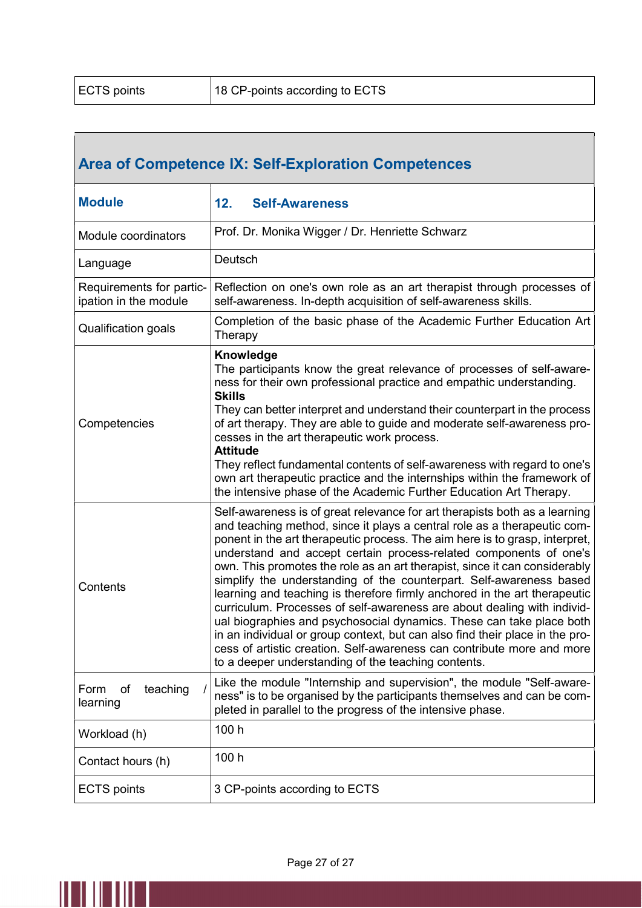| | |
|---|---|
| ECTS points | 18 CP-points according to ECTS |

## Area of Competence IX: Self-Exploration Competences

| **Module** | **12. Self-Awareness** |
|---|---|
| Module coordinators | Prof. Dr. Monika Wigger / Dr. Henriette Schwarz |
| Language | Deutsch |
| Requirements for participation in the module | Reflection on one's own role as an art therapist through processes of self-awareness. In-depth acquisition of self-awareness skills. |
| Qualification goals | Completion of the basic phase of the Academic Further Education Art Therapy |
| Competencies | **Knowledge**<br>The participants know the great relevance of processes of self-awareness for their own professional practice and empathic understanding.<br>**Skills**<br>They can better interpret and understand their counterpart in the process of art therapy. They are able to guide and moderate self-awareness processes in the art therapeutic work process.<br>**Attitude**<br>They reflect fundamental contents of self-awareness with regard to one's own art therapeutic practice and the internships within the framework of the intensive phase of the Academic Further Education Art Therapy. |
| Contents | Self-awareness is of great relevance for art therapists both as a learning and teaching method, since it plays a central role as a therapeutic component in the art therapeutic process. The aim here is to grasp, interpret, understand and accept certain process-related components of one's own. This promotes the role as an art therapist, since it can considerably simplify the understanding of the counterpart. Self-awareness based learning and teaching is therefore firmly anchored in the art therapeutic curriculum. Processes of self-awareness are about dealing with individual biographies and psychosocial dynamics. These can take place both in an individual or group context, but can also find their place in the process of artistic creation. Self-awareness can contribute more and more to a deeper understanding of the teaching contents. |
| Form of teaching / learning | Like the module "Internship and supervision", the module "Self-awareness" is to be organised by the participants themselves and can be completed in parallel to the progress of the intensive phase. |
| Workload (h) | 100 h |
| Contact hours (h) | 100 h |
| ECTS points | 3 CP-points according to ECTS |